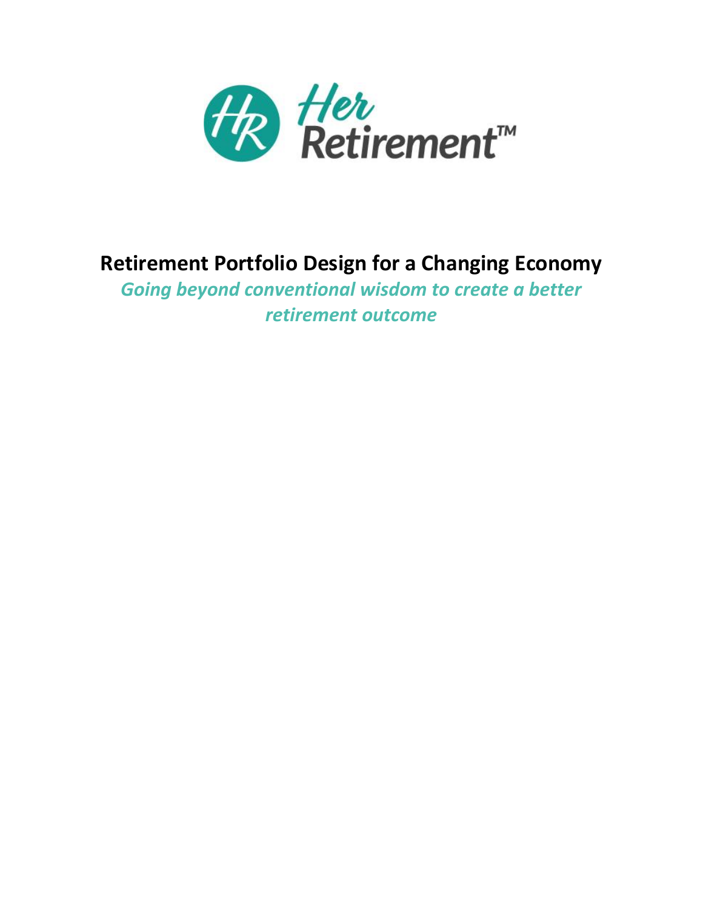Her Retirement™

# Retirement Portfolio Design for a Changing Economy

*Going beyond conventional wisdom to create a better retirement outcome*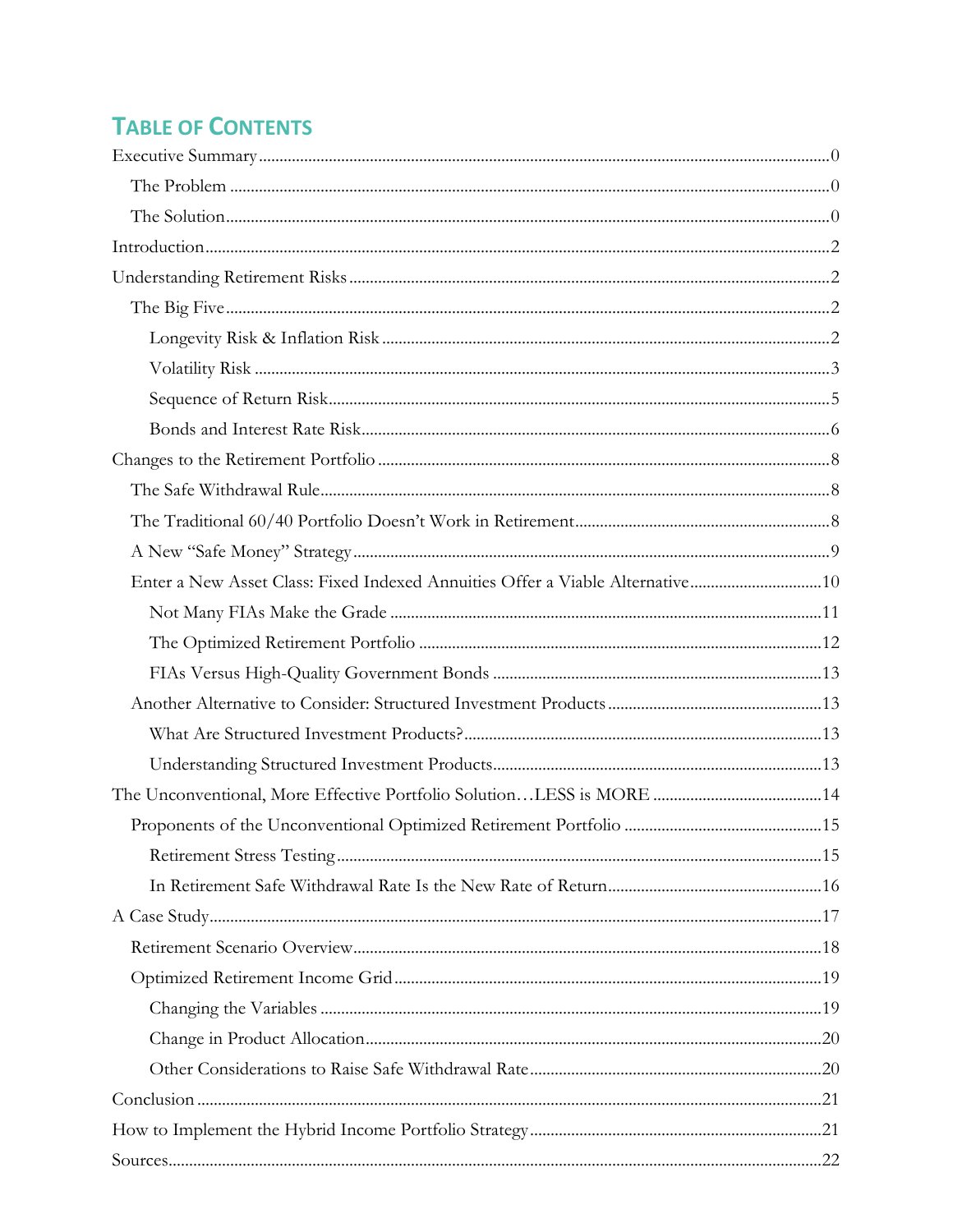## Table of Contents

- Executive Summary ... 0
  - The Problem ... 0
  - The Solution ... 0
- Introduction ... 2
- Understanding Retirement Risks ... 2
  - The Big Five ... 2
    - Longevity Risk & Inflation Risk ... 2
    - Volatility Risk ... 3
    - Sequence of Return Risk ... 5
    - Bonds and Interest Rate Risk ... 6
- Changes to the Retirement Portfolio ... 8
  - The Safe Withdrawal Rule ... 8
  - The Traditional 60/40 Portfolio Doesn't Work in Retirement ... 8
  - A New "Safe Money" Strategy ... 9
  - Enter a New Asset Class: Fixed Indexed Annuities Offer a Viable Alternative ... 10
    - Not Many FIAs Make the Grade ... 11
    - The Optimized Retirement Portfolio ... 12
    - FIAs Versus High-Quality Government Bonds ... 13
  - Another Alternative to Consider: Structured Investment Products ... 13
    - What Are Structured Investment Products? ... 13
    - Understanding Structured Investment Products ... 13
- The Unconventional, More Effective Portfolio Solution…LESS is MORE ... 14
  - Proponents of the Unconventional Optimized Retirement Portfolio ... 15
    - Retirement Stress Testing ... 15
    - In Retirement Safe Withdrawal Rate Is the New Rate of Return ... 16
- A Case Study ... 17
  - Retirement Scenario Overview ... 18
  - Optimized Retirement Income Grid ... 19
    - Changing the Variables ... 19
    - Change in Product Allocation ... 20
    - Other Considerations to Raise Safe Withdrawal Rate ... 20
- Conclusion ... 21
- How to Implement the Hybrid Income Portfolio Strategy ... 21
- Sources ... 22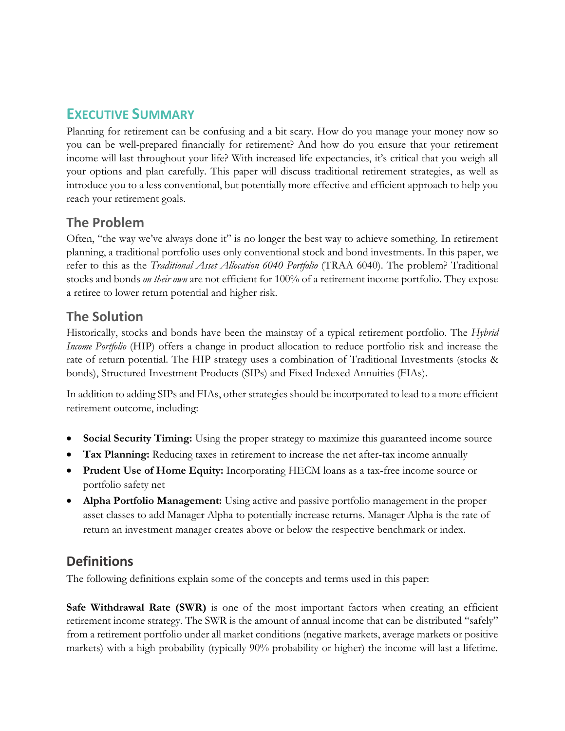# Executive Summary

Planning for retirement can be confusing and a bit scary. How do you manage your money now so you can be well-prepared financially for retirement? And how do you ensure that your retirement income will last throughout your life? With increased life expectancies, it's critical that you weigh all your options and plan carefully. This paper will discuss traditional retirement strategies, as well as introduce you to a less conventional, but potentially more effective and efficient approach to help you reach your retirement goals.

## The Problem

Often, "the way we've always done it" is no longer the best way to achieve something. In retirement planning, a traditional portfolio uses only conventional stock and bond investments. In this paper, we refer to this as the *Traditional Asset Allocation 6040 Portfolio* (TRAA 6040). The problem? Traditional stocks and bonds *on their own* are not efficient for 100% of a retirement income portfolio. They expose a retiree to lower return potential and higher risk.

## The Solution

Historically, stocks and bonds have been the mainstay of a typical retirement portfolio. The *Hybrid Income Portfolio* (HIP) offers a change in product allocation to reduce portfolio risk and increase the rate of return potential. The HIP strategy uses a combination of Traditional Investments (stocks & bonds), Structured Investment Products (SIPs) and Fixed Indexed Annuities (FIAs).

In addition to adding SIPs and FIAs, other strategies should be incorporated to lead to a more efficient retirement outcome, including:

- **Social Security Timing:** Using the proper strategy to maximize this guaranteed income source
- **Tax Planning:** Reducing taxes in retirement to increase the net after-tax income annually
- **Prudent Use of Home Equity:** Incorporating HECM loans as a tax-free income source or portfolio safety net
- **Alpha Portfolio Management:** Using active and passive portfolio management in the proper asset classes to add Manager Alpha to potentially increase returns. Manager Alpha is the rate of return an investment manager creates above or below the respective benchmark or index.

## Definitions

The following definitions explain some of the concepts and terms used in this paper:

**Safe Withdrawal Rate (SWR)** is one of the most important factors when creating an efficient retirement income strategy. The SWR is the amount of annual income that can be distributed "safely" from a retirement portfolio under all market conditions (negative markets, average markets or positive markets) with a high probability (typically 90% probability or higher) the income will last a lifetime.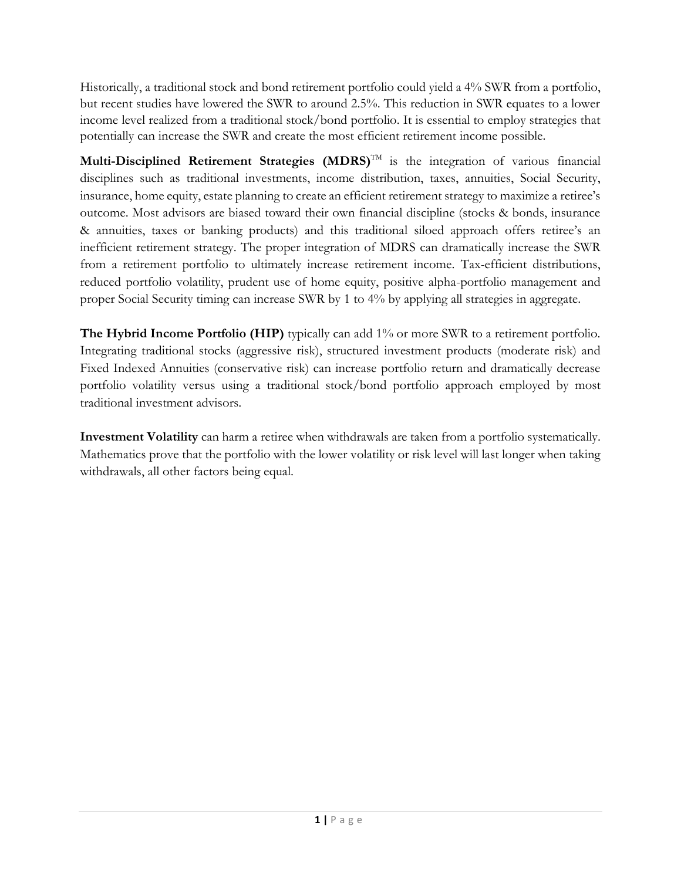Historically, a traditional stock and bond retirement portfolio could yield a 4% SWR from a portfolio, but recent studies have lowered the SWR to around 2.5%. This reduction in SWR equates to a lower income level realized from a traditional stock/bond portfolio. It is essential to employ strategies that potentially can increase the SWR and create the most efficient retirement income possible.

**Multi-Disciplined Retirement Strategies (MDRS)**™ is the integration of various financial disciplines such as traditional investments, income distribution, taxes, annuities, Social Security, insurance, home equity, estate planning to create an efficient retirement strategy to maximize a retiree's outcome. Most advisors are biased toward their own financial discipline (stocks & bonds, insurance & annuities, taxes or banking products) and this traditional siloed approach offers retiree's an inefficient retirement strategy. The proper integration of MDRS can dramatically increase the SWR from a retirement portfolio to ultimately increase retirement income. Tax-efficient distributions, reduced portfolio volatility, prudent use of home equity, positive alpha-portfolio management and proper Social Security timing can increase SWR by 1 to 4% by applying all strategies in aggregate.

**The Hybrid Income Portfolio (HIP)** typically can add 1% or more SWR to a retirement portfolio. Integrating traditional stocks (aggressive risk), structured investment products (moderate risk) and Fixed Indexed Annuities (conservative risk) can increase portfolio return and dramatically decrease portfolio volatility versus using a traditional stock/bond portfolio approach employed by most traditional investment advisors.

**Investment Volatility** can harm a retiree when withdrawals are taken from a portfolio systematically. Mathematics prove that the portfolio with the lower volatility or risk level will last longer when taking withdrawals, all other factors being equal.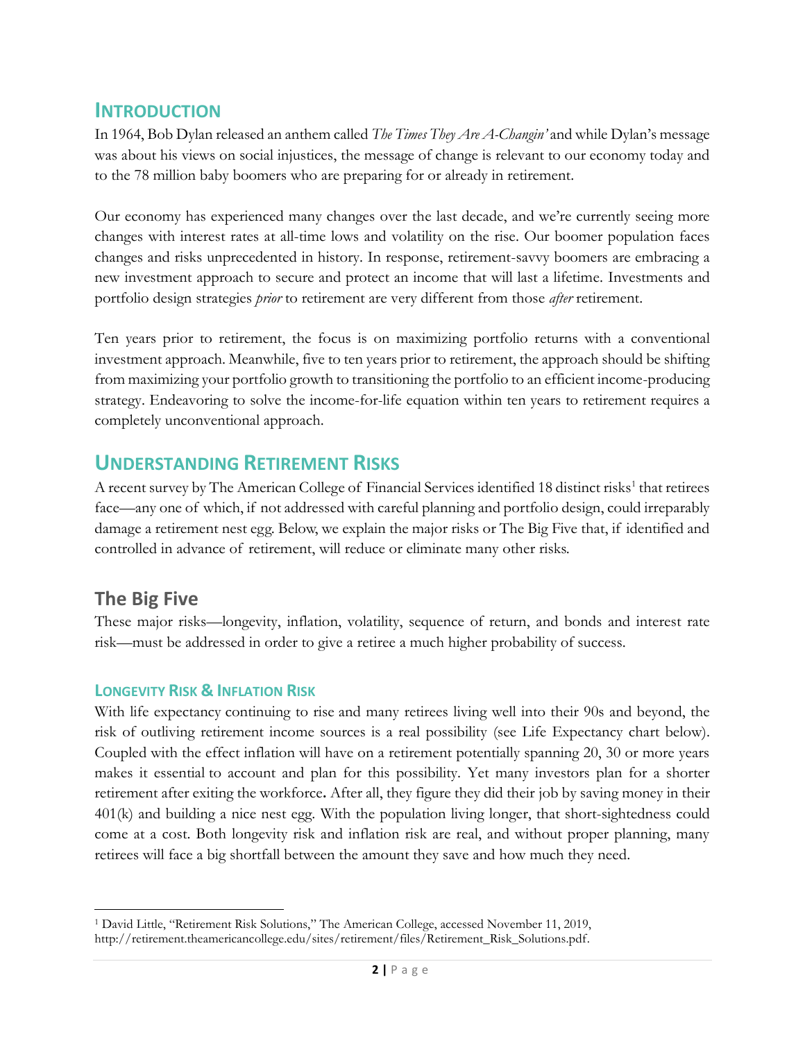## Introduction

In 1964, Bob Dylan released an anthem called *The Times They Are A-Changin'* and while Dylan's message was about his views on social injustices, the message of change is relevant to our economy today and to the 78 million baby boomers who are preparing for or already in retirement.

Our economy has experienced many changes over the last decade, and we're currently seeing more changes with interest rates at all-time lows and volatility on the rise. Our boomer population faces changes and risks unprecedented in history. In response, retirement-savvy boomers are embracing a new investment approach to secure and protect an income that will last a lifetime. Investments and portfolio design strategies *prior* to retirement are very different from those *after* retirement.

Ten years prior to retirement, the focus is on maximizing portfolio returns with a conventional investment approach. Meanwhile, five to ten years prior to retirement, the approach should be shifting from maximizing your portfolio growth to transitioning the portfolio to an efficient income-producing strategy. Endeavoring to solve the income-for-life equation within ten years to retirement requires a completely unconventional approach.

## Understanding Retirement Risks

A recent survey by The American College of Financial Services identified 18 distinct risks[1] that retirees face—any one of which, if not addressed with careful planning and portfolio design, could irreparably damage a retirement nest egg. Below, we explain the major risks or The Big Five that, if identified and controlled in advance of retirement, will reduce or eliminate many other risks.

### The Big Five

These major risks—longevity, inflation, volatility, sequence of return, and bonds and interest rate risk—must be addressed in order to give a retiree a much higher probability of success.

#### Longevity Risk & Inflation Risk

With life expectancy continuing to rise and many retirees living well into their 90s and beyond, the risk of outliving retirement income sources is a real possibility (see Life Expectancy chart below). Coupled with the effect inflation will have on a retirement potentially spanning 20, 30 or more years makes it essential to account and plan for this possibility. Yet many investors plan for a shorter retirement after exiting the workforce. After all, they figure they did their job by saving money in their 401(k) and building a nice nest egg. With the population living longer, that short-sightedness could come at a cost. Both longevity risk and inflation risk are real, and without proper planning, many retirees will face a big shortfall between the amount they save and how much they need.

---

[1] David Little, "Retirement Risk Solutions," The American College, accessed November 11, 2019, http://retirement.theamericancollege.edu/sites/retirement/files/Retirement_Risk_Solutions.pdf.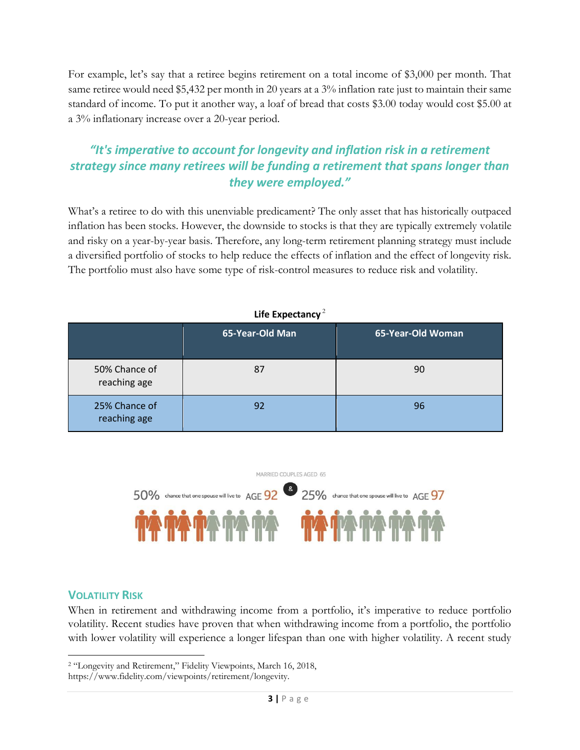For example, let's say that a retiree begins retirement on a total income of $3,000 per month. That same retiree would need $5,432 per month in 20 years at a 3% inflation rate just to maintain their same standard of income. To put it another way, a loaf of bread that costs $3.00 today would cost $5.00 at a 3% inflationary increase over a 20-year period.

> ***"It's imperative to account for longevity and inflation risk in a retirement strategy since many retirees will be funding a retirement that spans longer than they were employed."***

What's a retiree to do with this unenviable predicament? The only asset that has historically outpaced inflation has been stocks. However, the downside to stocks is that they are typically extremely volatile and risky on a year-by-year basis. Therefore, any long-term retirement planning strategy must include a diversified portfolio of stocks to help reduce the effects of inflation and the effect of longevity risk. The portfolio must also have some type of risk-control measures to reduce risk and volatility.

**Life Expectancy** [2]

| | 65-Year-Old Man | 65-Year-Old Woman |
|---|---|---|
| 50% Chance of reaching age | 87 | 90 |
| 25% Chance of reaching age | 92 | 96 |

MARRIED COUPLES AGED 65

50% chance that one spouse will live to AGE 92 & 25% chance that one spouse will live to AGE 97

## Volatility Risk

When in retirement and withdrawing income from a portfolio, it's imperative to reduce portfolio volatility. Recent studies have proven that when withdrawing income from a portfolio, the portfolio with lower volatility will experience a longer lifespan than one with higher volatility. A recent study

---

[2] "Longevity and Retirement," Fidelity Viewpoints, March 16, 2018, https://www.fidelity.com/viewpoints/retirement/longevity.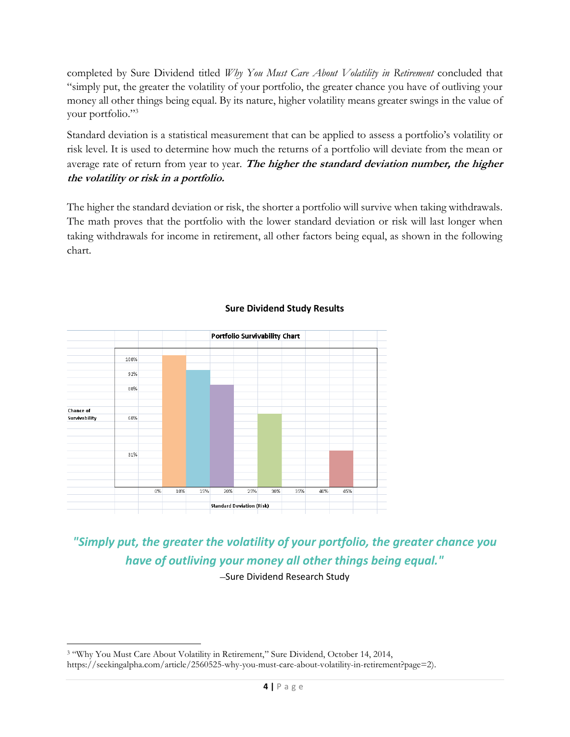completed by Sure Dividend titled *Why You Must Care About Volatility in Retirement* concluded that "simply put, the greater the volatility of your portfolio, the greater chance you have of outliving your money all other things being equal. By its nature, higher volatility means greater swings in the value of your portfolio."[3]

Standard deviation is a statistical measurement that can be applied to assess a portfolio's volatility or risk level. It is used to determine how much the returns of a portfolio will deviate from the mean or average rate of return from year to year. ***The higher the standard deviation number, the higher the volatility or risk in a portfolio.***

The higher the standard deviation or risk, the shorter a portfolio will survive when taking withdrawals. The math proves that the portfolio with the lower standard deviation or risk will last longer when taking withdrawals for income in retirement, all other factors being equal, as shown in the following chart.

**Sure Dividend Study Results**

**Portfolio Survivability Chart**

| Standard Deviation (Risk) | Chance of Survivability |
|---|---|
| 10% | 100% |
| 15% | 92% |
| 20% | 88% |
| 30% | 60% |
| 45% | 31% |

***"Simply put, the greater the volatility of your portfolio, the greater chance you have of outliving your money all other things being equal."***

–Sure Dividend Research Study

[3] "Why You Must Care About Volatility in Retirement," Sure Dividend, October 14, 2014, https://seekingalpha.com/article/2560525-why-you-must-care-about-volatility-in-retirement?page=2).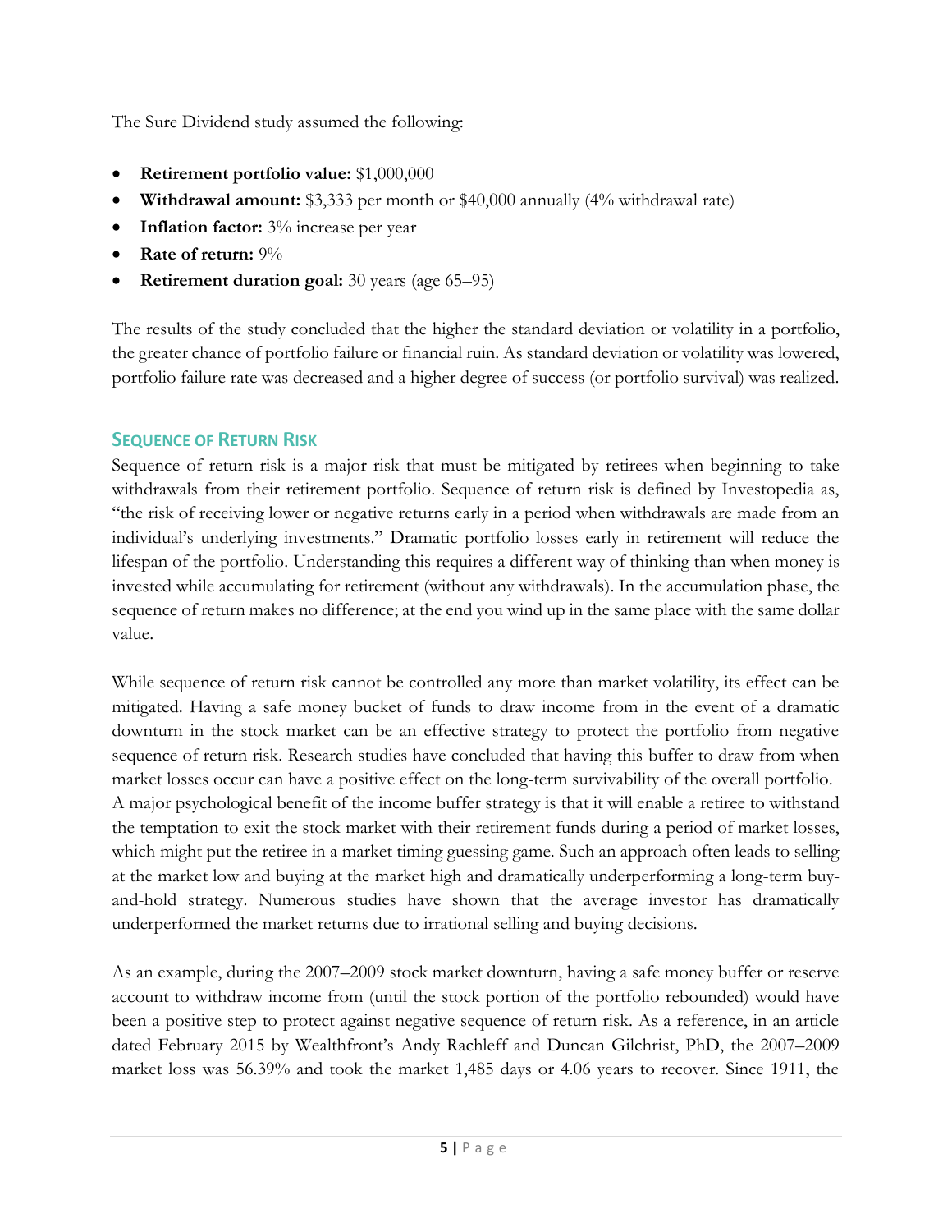The Sure Dividend study assumed the following:

- **Retirement portfolio value:** $1,000,000
- **Withdrawal amount:** $3,333 per month or $40,000 annually (4% withdrawal rate)
- **Inflation factor:** 3% increase per year
- **Rate of return:** 9%
- **Retirement duration goal:** 30 years (age 65–95)

The results of the study concluded that the higher the standard deviation or volatility in a portfolio, the greater chance of portfolio failure or financial ruin. As standard deviation or volatility was lowered, portfolio failure rate was decreased and a higher degree of success (or portfolio survival) was realized.

## Sequence of Return Risk

Sequence of return risk is a major risk that must be mitigated by retirees when beginning to take withdrawals from their retirement portfolio. Sequence of return risk is defined by Investopedia as, "the risk of receiving lower or negative returns early in a period when withdrawals are made from an individual's underlying investments." Dramatic portfolio losses early in retirement will reduce the lifespan of the portfolio. Understanding this requires a different way of thinking than when money is invested while accumulating for retirement (without any withdrawals). In the accumulation phase, the sequence of return makes no difference; at the end you wind up in the same place with the same dollar value.

While sequence of return risk cannot be controlled any more than market volatility, its effect can be mitigated. Having a safe money bucket of funds to draw income from in the event of a dramatic downturn in the stock market can be an effective strategy to protect the portfolio from negative sequence of return risk. Research studies have concluded that having this buffer to draw from when market losses occur can have a positive effect on the long-term survivability of the overall portfolio. A major psychological benefit of the income buffer strategy is that it will enable a retiree to withstand the temptation to exit the stock market with their retirement funds during a period of market losses, which might put the retiree in a market timing guessing game. Such an approach often leads to selling at the market low and buying at the market high and dramatically underperforming a long-term buy-and-hold strategy. Numerous studies have shown that the average investor has dramatically underperformed the market returns due to irrational selling and buying decisions.

As an example, during the 2007–2009 stock market downturn, having a safe money buffer or reserve account to withdraw income from (until the stock portion of the portfolio rebounded) would have been a positive step to protect against negative sequence of return risk. As a reference, in an article dated February 2015 by Wealthfront's Andy Rachleff and Duncan Gilchrist, PhD, the 2007–2009 market loss was 56.39% and took the market 1,485 days or 4.06 years to recover. Since 1911, the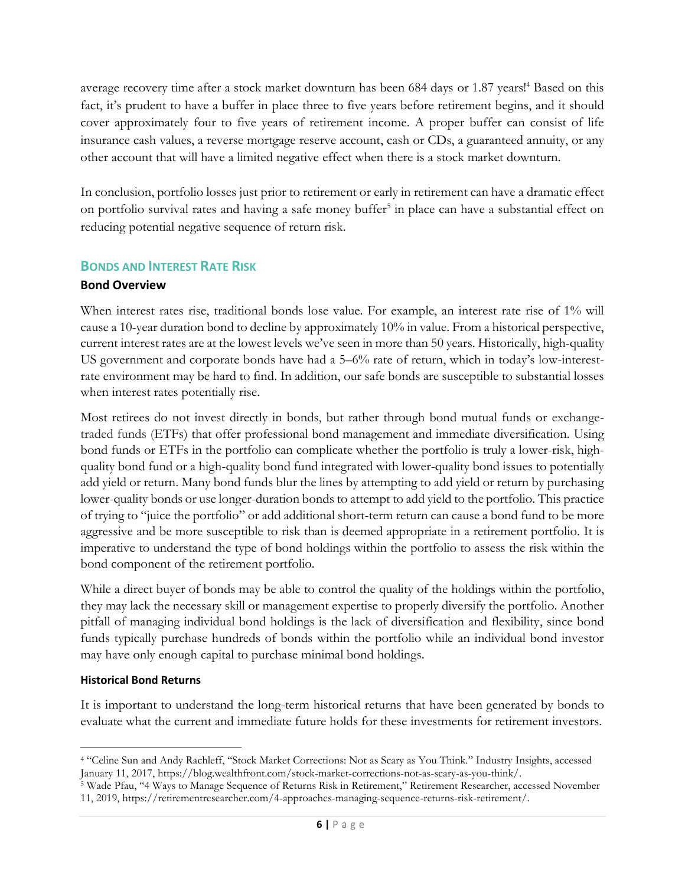average recovery time after a stock market downturn has been 684 days or 1.87 years![4] Based on this fact, it's prudent to have a buffer in place three to five years before retirement begins, and it should cover approximately four to five years of retirement income. A proper buffer can consist of life insurance cash values, a reverse mortgage reserve account, cash or CDs, a guaranteed annuity, or any other account that will have a limited negative effect when there is a stock market downturn.

In conclusion, portfolio losses just prior to retirement or early in retirement can have a dramatic effect on portfolio survival rates and having a safe money buffer[5] in place can have a substantial effect on reducing potential negative sequence of return risk.

## Bonds and Interest Rate Risk

### Bond Overview

When interest rates rise, traditional bonds lose value. For example, an interest rate rise of 1% will cause a 10-year duration bond to decline by approximately 10% in value. From a historical perspective, current interest rates are at the lowest levels we've seen in more than 50 years. Historically, high-quality US government and corporate bonds have had a 5–6% rate of return, which in today's low-interest-rate environment may be hard to find. In addition, our safe bonds are susceptible to substantial losses when interest rates potentially rise.

Most retirees do not invest directly in bonds, but rather through bond mutual funds or exchange-traded funds (ETFs) that offer professional bond management and immediate diversification. Using bond funds or ETFs in the portfolio can complicate whether the portfolio is truly a lower-risk, high-quality bond fund or a high-quality bond fund integrated with lower-quality bond issues to potentially add yield or return. Many bond funds blur the lines by attempting to add yield or return by purchasing lower-quality bonds or use longer-duration bonds to attempt to add yield to the portfolio. This practice of trying to "juice the portfolio" or add additional short-term return can cause a bond fund to be more aggressive and be more susceptible to risk than is deemed appropriate in a retirement portfolio. It is imperative to understand the type of bond holdings within the portfolio to assess the risk within the bond component of the retirement portfolio.

While a direct buyer of bonds may be able to control the quality of the holdings within the portfolio, they may lack the necessary skill or management expertise to properly diversify the portfolio. Another pitfall of managing individual bond holdings is the lack of diversification and flexibility, since bond funds typically purchase hundreds of bonds within the portfolio while an individual bond investor may have only enough capital to purchase minimal bond holdings.

#### Historical Bond Returns

It is important to understand the long-term historical returns that have been generated by bonds to evaluate what the current and immediate future holds for these investments for retirement investors.

---

[4] "Celine Sun and Andy Rachleff, "Stock Market Corrections: Not as Scary as You Think." Industry Insights, accessed January 11, 2017, https://blog.wealthfront.com/stock-market-corrections-not-as-scary-as-you-think/.

[5] Wade Pfau, "4 Ways to Manage Sequence of Returns Risk in Retirement," Retirement Researcher, accessed November 11, 2019, https://retirementresearcher.com/4-approaches-managing-sequence-returns-risk-retirement/.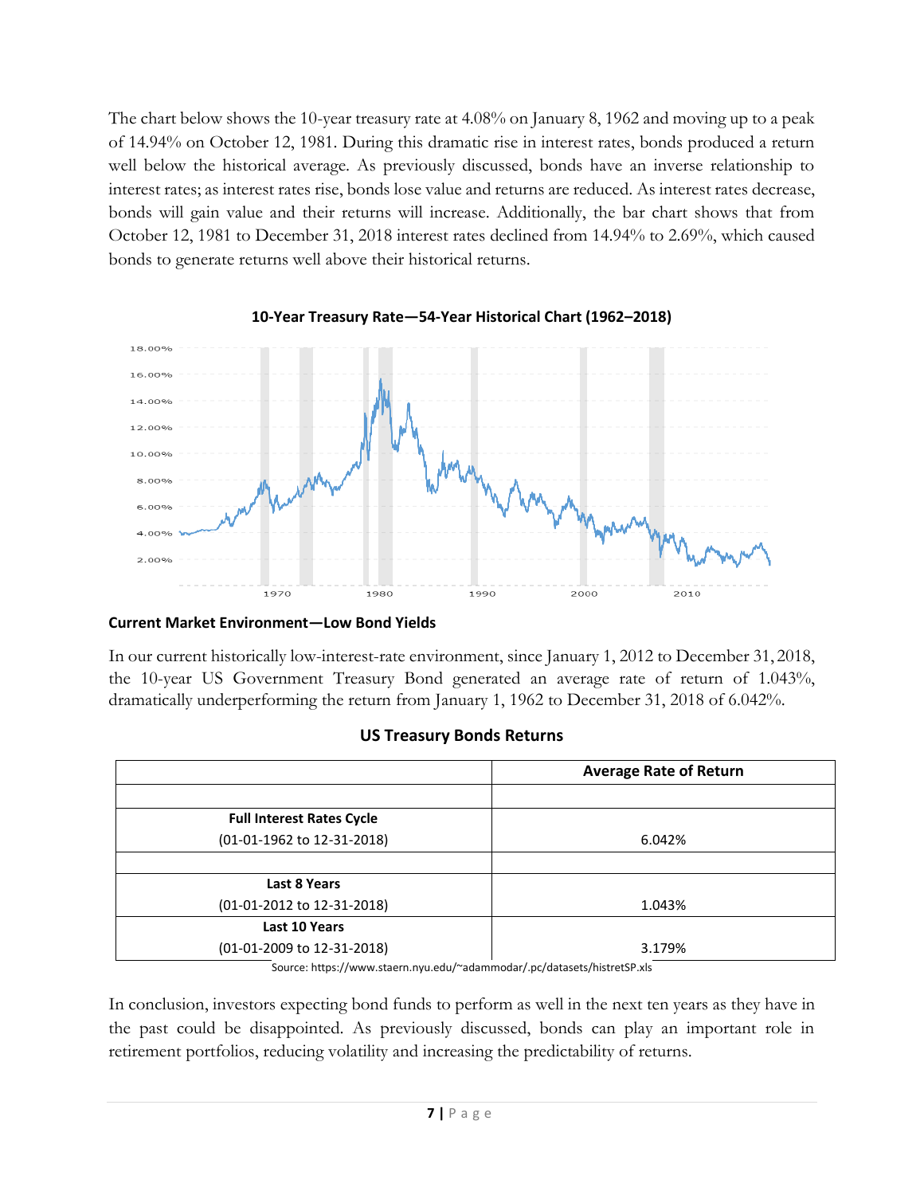The chart below shows the 10-year treasury rate at 4.08% on January 8, 1962 and moving up to a peak of 14.94% on October 12, 1981. During this dramatic rise in interest rates, bonds produced a return well below the historical average. As previously discussed, bonds have an inverse relationship to interest rates; as interest rates rise, bonds lose value and returns are reduced. As interest rates decrease, bonds will gain value and their returns will increase. Additionally, the bar chart shows that from October 12, 1981 to December 31, 2018 interest rates declined from 14.94% to 2.69%, which caused bonds to generate returns well above their historical returns.

**10-Year Treasury Rate—54-Year Historical Chart (1962–2018)**

### Current Market Environment—Low Bond Yields

In our current historically low-interest-rate environment, since January 1, 2012 to December 31, 2018, the 10-year US Government Treasury Bond generated an average rate of return of 1.043%, dramatically underperforming the return from January 1, 1962 to December 31, 2018 of 6.042%.

**US Treasury Bonds Returns**

| | Average Rate of Return |
|---|---|
| | |
| **Full Interest Rates Cycle** (01-01-1962 to 12-31-2018) | 6.042% |
| | |
| **Last 8 Years** (01-01-2012 to 12-31-2018) | 1.043% |
| **Last 10 Years** (01-01-2009 to 12-31-2018) | 3.179% |

Source: https://www.staern.nyu.edu/~adammodar/.pc/datasets/histretSP.xls

In conclusion, investors expecting bond funds to perform as well in the next ten years as they have in the past could be disappointed. As previously discussed, bonds can play an important role in retirement portfolios, reducing volatility and increasing the predictability of returns.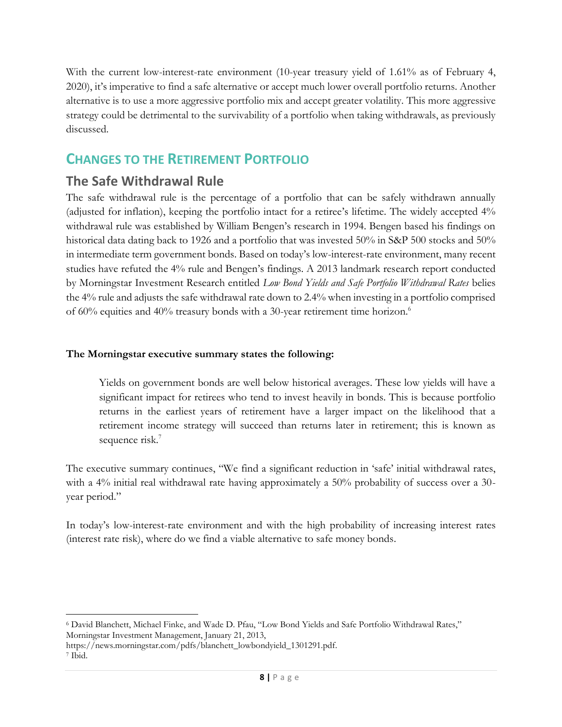With the current low-interest-rate environment (10-year treasury yield of 1.61% as of February 4, 2020), it's imperative to find a safe alternative or accept much lower overall portfolio returns. Another alternative is to use a more aggressive portfolio mix and accept greater volatility. This more aggressive strategy could be detrimental to the survivability of a portfolio when taking withdrawals, as previously discussed.

## CHANGES TO THE RETIREMENT PORTFOLIO

### The Safe Withdrawal Rule

The safe withdrawal rule is the percentage of a portfolio that can be safely withdrawn annually (adjusted for inflation), keeping the portfolio intact for a retiree's lifetime. The widely accepted 4% withdrawal rule was established by William Bengen's research in 1994. Bengen based his findings on historical data dating back to 1926 and a portfolio that was invested 50% in S&P 500 stocks and 50% in intermediate term government bonds. Based on today's low-interest-rate environment, many recent studies have refuted the 4% rule and Bengen's findings. A 2013 landmark research report conducted by Morningstar Investment Research entitled *Low Bond Yields and Safe Portfolio Withdrawal Rates* belies the 4% rule and adjusts the safe withdrawal rate down to 2.4% when investing in a portfolio comprised of 60% equities and 40% treasury bonds with a 30-year retirement time horizon.[6]

**The Morningstar executive summary states the following:**

> Yields on government bonds are well below historical averages. These low yields will have a significant impact for retirees who tend to invest heavily in bonds. This is because portfolio returns in the earliest years of retirement have a larger impact on the likelihood that a retirement income strategy will succeed than returns later in retirement; this is known as sequence risk.[7]

The executive summary continues, "We find a significant reduction in 'safe' initial withdrawal rates, with a 4% initial real withdrawal rate having approximately a 50% probability of success over a 30-year period."

In today's low-interest-rate environment and with the high probability of increasing interest rates (interest rate risk), where do we find a viable alternative to safe money bonds.

---

[6] David Blanchett, Michael Finke, and Wade D. Pfau, "Low Bond Yields and Safe Portfolio Withdrawal Rates," Morningstar Investment Management, January 21, 2013, https://news.morningstar.com/pdfs/blanchett_lowbondyield_1301291.pdf.

[7] Ibid.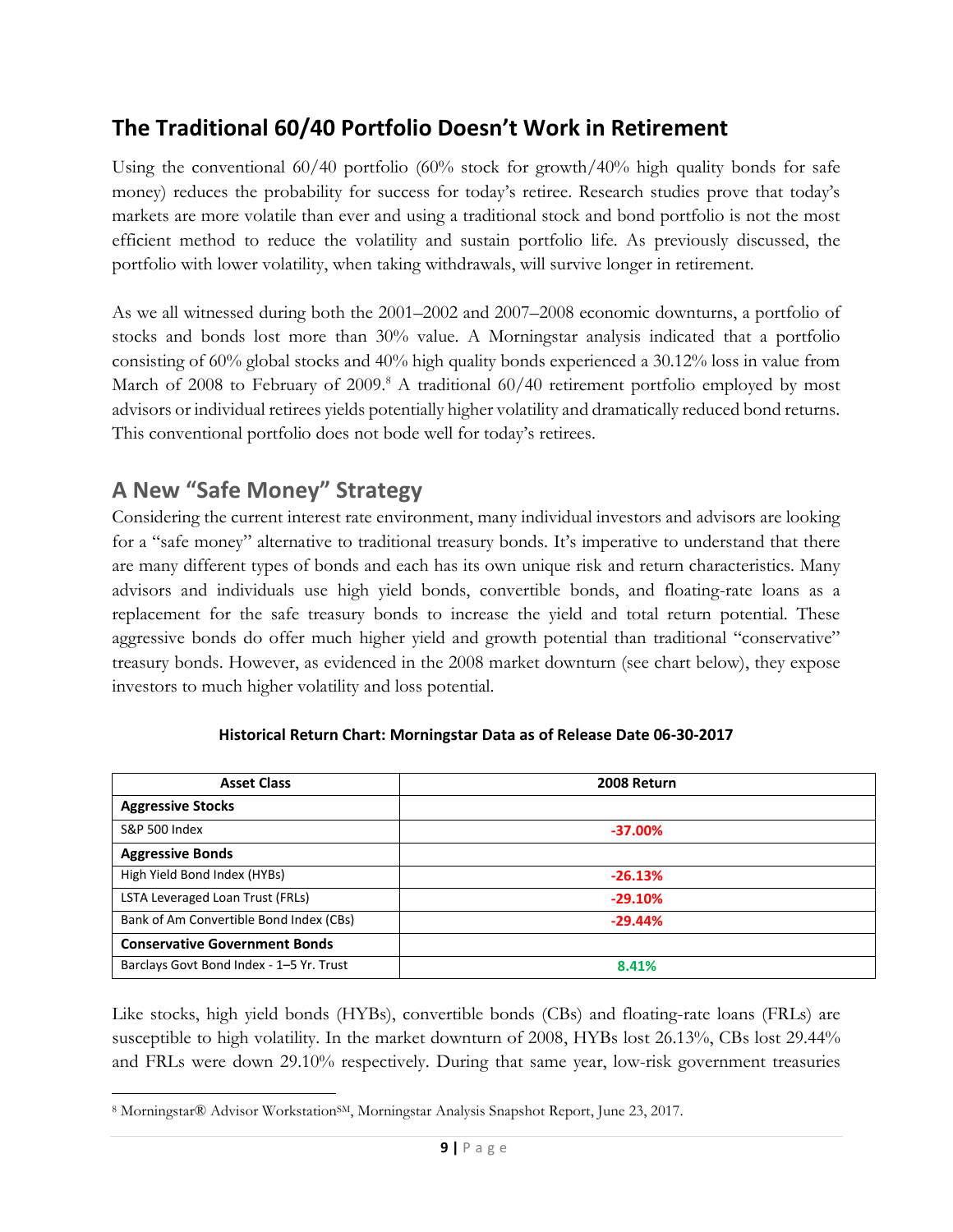## The Traditional 60/40 Portfolio Doesn't Work in Retirement

Using the conventional 60/40 portfolio (60% stock for growth/40% high quality bonds for safe money) reduces the probability for success for today's retiree. Research studies prove that today's markets are more volatile than ever and using a traditional stock and bond portfolio is not the most efficient method to reduce the volatility and sustain portfolio life. As previously discussed, the portfolio with lower volatility, when taking withdrawals, will survive longer in retirement.

As we all witnessed during both the 2001–2002 and 2007–2008 economic downturns, a portfolio of stocks and bonds lost more than 30% value. A Morningstar analysis indicated that a portfolio consisting of 60% global stocks and 40% high quality bonds experienced a 30.12% loss in value from March of 2008 to February of 2009.[8] A traditional 60/40 retirement portfolio employed by most advisors or individual retirees yields potentially higher volatility and dramatically reduced bond returns. This conventional portfolio does not bode well for today's retirees.

## A New "Safe Money" Strategy

Considering the current interest rate environment, many individual investors and advisors are looking for a "safe money" alternative to traditional treasury bonds. It's imperative to understand that there are many different types of bonds and each has its own unique risk and return characteristics. Many advisors and individuals use high yield bonds, convertible bonds, and floating-rate loans as a replacement for the safe treasury bonds to increase the yield and total return potential. These aggressive bonds do offer much higher yield and growth potential than traditional "conservative" treasury bonds. However, as evidenced in the 2008 market downturn (see chart below), they expose investors to much higher volatility and loss potential.

**Historical Return Chart: Morningstar Data as of Release Date 06-30-2017**

| Asset Class | 2008 Return |
|---|---|
| **Aggressive Stocks** | |
| S&P 500 Index | -37.00% |
| **Aggressive Bonds** | |
| High Yield Bond Index (HYBs) | -26.13% |
| LSTA Leveraged Loan Trust (FRLs) | -29.10% |
| Bank of Am Convertible Bond Index (CBs) | -29.44% |
| **Conservative Government Bonds** | |
| Barclays Govt Bond Index - 1–5 Yr. Trust | 8.41% |

Like stocks, high yield bonds (HYBs), convertible bonds (CBs) and floating-rate loans (FRLs) are susceptible to high volatility. In the market downturn of 2008, HYBs lost 26.13%, CBs lost 29.44% and FRLs were down 29.10% respectively. During that same year, low-risk government treasuries

[8] Morningstar® Advisor Workstation℠, Morningstar Analysis Snapshot Report, June 23, 2017.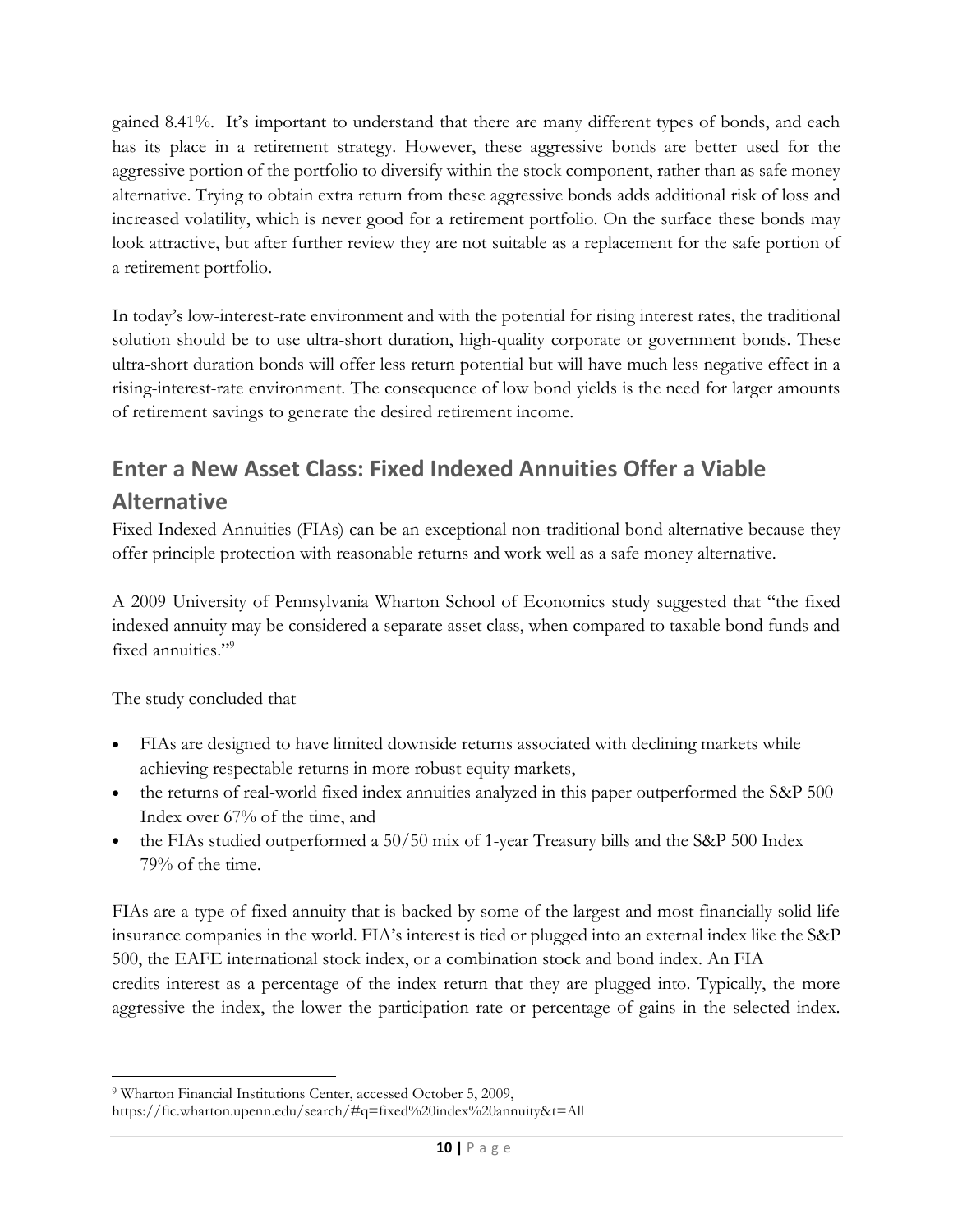gained 8.41%. It's important to understand that there are many different types of bonds, and each has its place in a retirement strategy. However, these aggressive bonds are better used for the aggressive portion of the portfolio to diversify within the stock component, rather than as safe money alternative. Trying to obtain extra return from these aggressive bonds adds additional risk of loss and increased volatility, which is never good for a retirement portfolio. On the surface these bonds may look attractive, but after further review they are not suitable as a replacement for the safe portion of a retirement portfolio.

In today's low-interest-rate environment and with the potential for rising interest rates, the traditional solution should be to use ultra-short duration, high-quality corporate or government bonds. These ultra-short duration bonds will offer less return potential but will have much less negative effect in a rising-interest-rate environment. The consequence of low bond yields is the need for larger amounts of retirement savings to generate the desired retirement income.

## Enter a New Asset Class: Fixed Indexed Annuities Offer a Viable Alternative

Fixed Indexed Annuities (FIAs) can be an exceptional non-traditional bond alternative because they offer principle protection with reasonable returns and work well as a safe money alternative.

A 2009 University of Pennsylvania Wharton School of Economics study suggested that "the fixed indexed annuity may be considered a separate asset class, when compared to taxable bond funds and fixed annuities."[9]

The study concluded that

- FIAs are designed to have limited downside returns associated with declining markets while achieving respectable returns in more robust equity markets,
- the returns of real-world fixed index annuities analyzed in this paper outperformed the S&P 500 Index over 67% of the time, and
- the FIAs studied outperformed a 50/50 mix of 1-year Treasury bills and the S&P 500 Index 79% of the time.

FIAs are a type of fixed annuity that is backed by some of the largest and most financially solid life insurance companies in the world. FIA's interest is tied or plugged into an external index like the S&P 500, the EAFE international stock index, or a combination stock and bond index. An FIA credits interest as a percentage of the index return that they are plugged into. Typically, the more aggressive the index, the lower the participation rate or percentage of gains in the selected index.

---

[9] Wharton Financial Institutions Center, accessed October 5, 2009, https://fic.wharton.upenn.edu/search/#q=fixed%20index%20annuity&t=All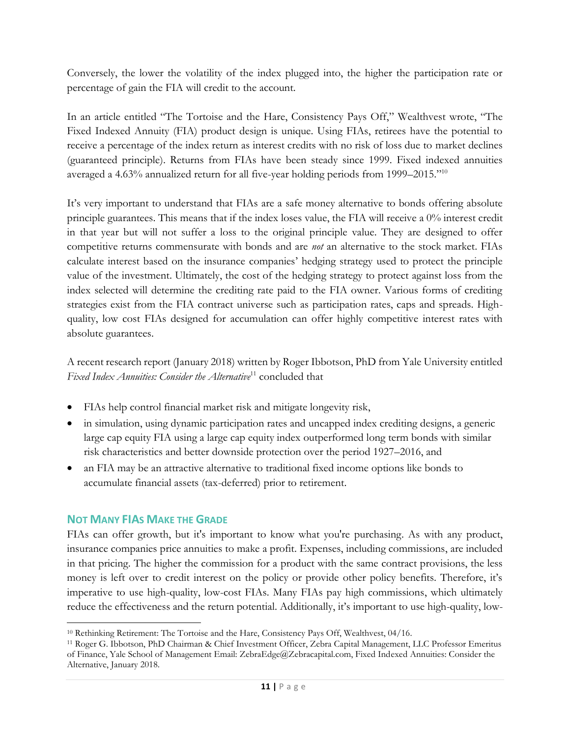Conversely, the lower the volatility of the index plugged into, the higher the participation rate or percentage of gain the FIA will credit to the account.

In an article entitled "The Tortoise and the Hare, Consistency Pays Off," Wealthvest wrote, "The Fixed Indexed Annuity (FIA) product design is unique. Using FIAs, retirees have the potential to receive a percentage of the index return as interest credits with no risk of loss due to market declines (guaranteed principle). Returns from FIAs have been steady since 1999. Fixed indexed annuities averaged a 4.63% annualized return for all five-year holding periods from 1999–2015."[10]

It's very important to understand that FIAs are a safe money alternative to bonds offering absolute principle guarantees. This means that if the index loses value, the FIA will receive a 0% interest credit in that year but will not suffer a loss to the original principle value. They are designed to offer competitive returns commensurate with bonds and are *not* an alternative to the stock market. FIAs calculate interest based on the insurance companies' hedging strategy used to protect the principle value of the investment. Ultimately, the cost of the hedging strategy to protect against loss from the index selected will determine the crediting rate paid to the FIA owner. Various forms of crediting strategies exist from the FIA contract universe such as participation rates, caps and spreads. High-quality, low cost FIAs designed for accumulation can offer highly competitive interest rates with absolute guarantees.

A recent research report (January 2018) written by Roger Ibbotson, PhD from Yale University entitled *Fixed Index Annuities: Consider the Alternative*[11] concluded that

- FIAs help control financial market risk and mitigate longevity risk,
- in simulation, using dynamic participation rates and uncapped index crediting designs, a generic large cap equity FIA using a large cap equity index outperformed long term bonds with similar risk characteristics and better downside protection over the period 1927–2016, and
- an FIA may be an attractive alternative to traditional fixed income options like bonds to accumulate financial assets (tax-deferred) prior to retirement.

### NOT MANY FIAS MAKE THE GRADE

FIAs can offer growth, but it's important to know what you're purchasing. As with any product, insurance companies price annuities to make a profit. Expenses, including commissions, are included in that pricing. The higher the commission for a product with the same contract provisions, the less money is left over to credit interest on the policy or provide other policy benefits. Therefore, it's imperative to use high-quality, low-cost FIAs. Many FIAs pay high commissions, which ultimately reduce the effectiveness and the return potential. Additionally, it's important to use high-quality, low-

[10] Rethinking Retirement: The Tortoise and the Hare, Consistency Pays Off, Wealthvest, 04/16.

[11] Roger G. Ibbotson, PhD Chairman & Chief Investment Officer, Zebra Capital Management, LLC Professor Emeritus of Finance, Yale School of Management Email: ZebraEdge@Zebracapital.com, Fixed Indexed Annuities: Consider the Alternative, January 2018.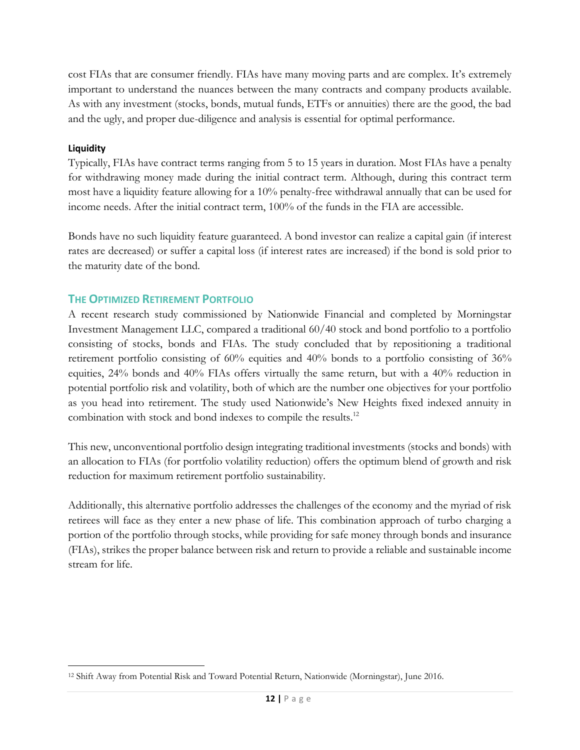cost FIAs that are consumer friendly. FIAs have many moving parts and are complex. It's extremely important to understand the nuances between the many contracts and company products available. As with any investment (stocks, bonds, mutual funds, ETFs or annuities) there are the good, the bad and the ugly, and proper due-diligence and analysis is essential for optimal performance.

#### Liquidity

Typically, FIAs have contract terms ranging from 5 to 15 years in duration. Most FIAs have a penalty for withdrawing money made during the initial contract term. Although, during this contract term most have a liquidity feature allowing for a 10% penalty-free withdrawal annually that can be used for income needs. After the initial contract term, 100% of the funds in the FIA are accessible.

Bonds have no such liquidity feature guaranteed. A bond investor can realize a capital gain (if interest rates are decreased) or suffer a capital loss (if interest rates are increased) if the bond is sold prior to the maturity date of the bond.

### The Optimized Retirement Portfolio

A recent research study commissioned by Nationwide Financial and completed by Morningstar Investment Management LLC, compared a traditional 60/40 stock and bond portfolio to a portfolio consisting of stocks, bonds and FIAs. The study concluded that by repositioning a traditional retirement portfolio consisting of 60% equities and 40% bonds to a portfolio consisting of 36% equities, 24% bonds and 40% FIAs offers virtually the same return, but with a 40% reduction in potential portfolio risk and volatility, both of which are the number one objectives for your portfolio as you head into retirement. The study used Nationwide's New Heights fixed indexed annuity in combination with stock and bond indexes to compile the results.[12]

This new, unconventional portfolio design integrating traditional investments (stocks and bonds) with an allocation to FIAs (for portfolio volatility reduction) offers the optimum blend of growth and risk reduction for maximum retirement portfolio sustainability.

Additionally, this alternative portfolio addresses the challenges of the economy and the myriad of risk retirees will face as they enter a new phase of life. This combination approach of turbo charging a portion of the portfolio through stocks, while providing for safe money through bonds and insurance (FIAs), strikes the proper balance between risk and return to provide a reliable and sustainable income stream for life.

---

[12] Shift Away from Potential Risk and Toward Potential Return, Nationwide (Morningstar), June 2016.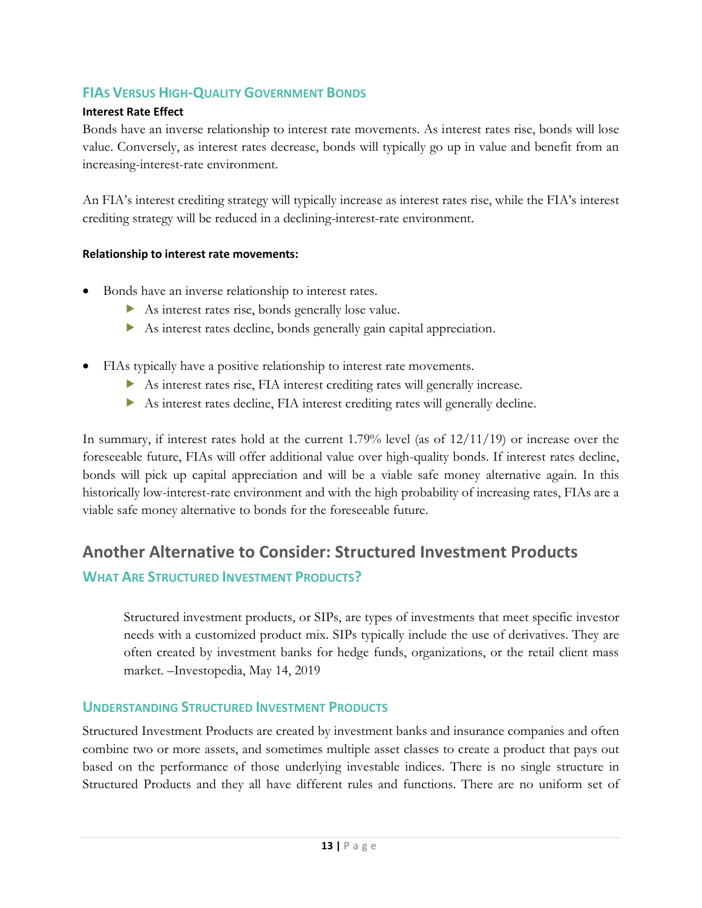### FIAs Versus High-Quality Government Bonds

**Interest Rate Effect**

Bonds have an inverse relationship to interest rate movements. As interest rates rise, bonds will lose value. Conversely, as interest rates decrease, bonds will typically go up in value and benefit from an increasing-interest-rate environment.

An FIA's interest crediting strategy will typically increase as interest rates rise, while the FIA's interest crediting strategy will be reduced in a declining-interest-rate environment.

**Relationship to interest rate movements:**

- Bonds have an inverse relationship to interest rates.
  - As interest rates rise, bonds generally lose value.
  - As interest rates decline, bonds generally gain capital appreciation.

- FIAs typically have a positive relationship to interest rate movements.
  - As interest rates rise, FIA interest crediting rates will generally increase.
  - As interest rates decline, FIA interest crediting rates will generally decline.

In summary, if interest rates hold at the current 1.79% level (as of 12/11/19) or increase over the foreseeable future, FIAs will offer additional value over high-quality bonds. If interest rates decline, bonds will pick up capital appreciation and will be a viable safe money alternative again. In this historically low-interest-rate environment and with the high probability of increasing rates, FIAs are a viable safe money alternative to bonds for the foreseeable future.

## Another Alternative to Consider: Structured Investment Products

### What Are Structured Investment Products?

> Structured investment products, or SIPs, are types of investments that meet specific investor needs with a customized product mix. SIPs typically include the use of derivatives. They are often created by investment banks for hedge funds, organizations, or the retail client mass market. –Investopedia, May 14, 2019

### Understanding Structured Investment Products

Structured Investment Products are created by investment banks and insurance companies and often combine two or more assets, and sometimes multiple asset classes to create a product that pays out based on the performance of those underlying investable indices. There is no single structure in Structured Products and they all have different rules and functions. There are no uniform set of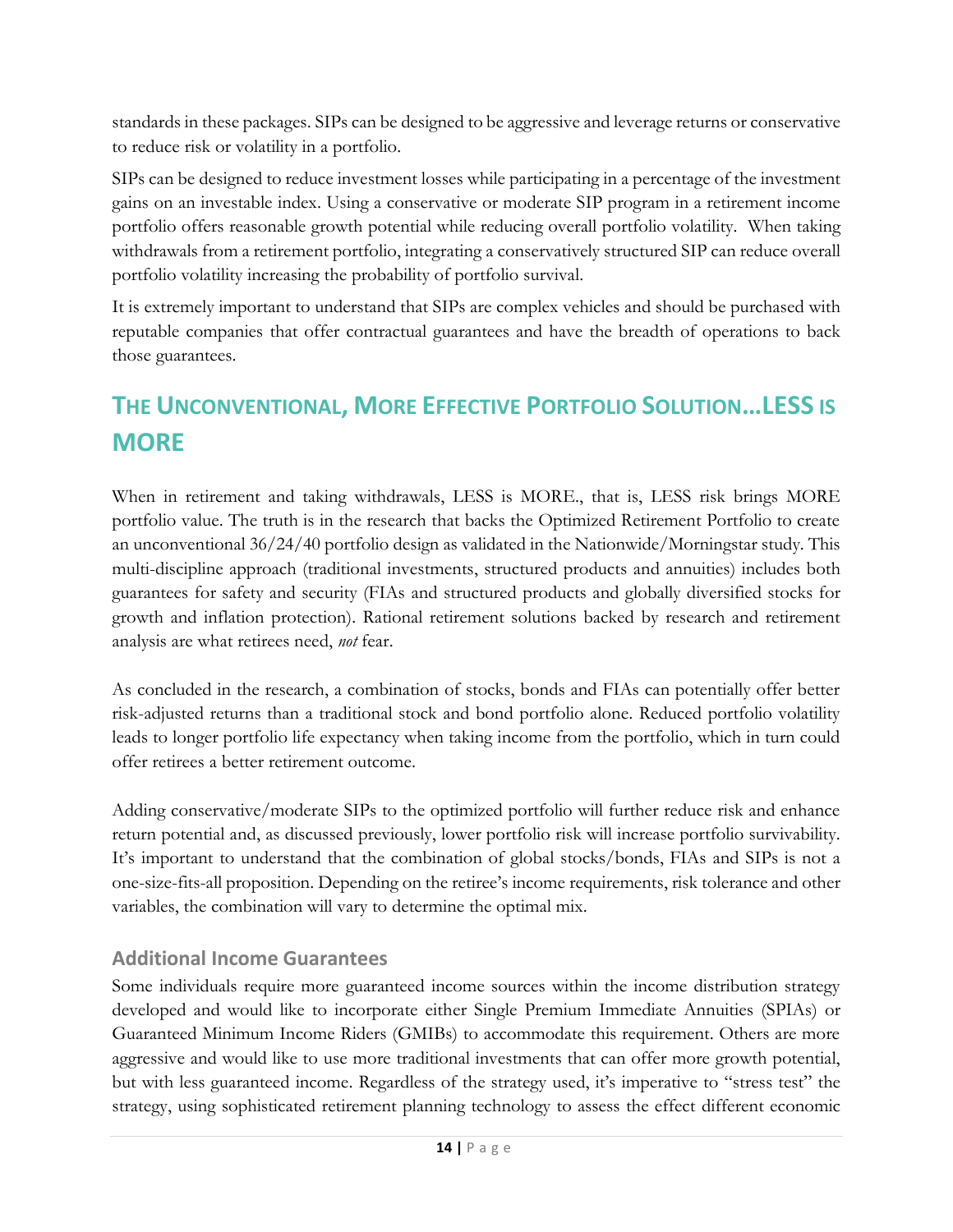standards in these packages. SIPs can be designed to be aggressive and leverage returns or conservative to reduce risk or volatility in a portfolio.

SIPs can be designed to reduce investment losses while participating in a percentage of the investment gains on an investable index. Using a conservative or moderate SIP program in a retirement income portfolio offers reasonable growth potential while reducing overall portfolio volatility. When taking withdrawals from a retirement portfolio, integrating a conservatively structured SIP can reduce overall portfolio volatility increasing the probability of portfolio survival.

It is extremely important to understand that SIPs are complex vehicles and should be purchased with reputable companies that offer contractual guarantees and have the breadth of operations to back those guarantees.

## THE UNCONVENTIONAL, MORE EFFECTIVE PORTFOLIO SOLUTION…LESS IS MORE

When in retirement and taking withdrawals, LESS is MORE., that is, LESS risk brings MORE portfolio value. The truth is in the research that backs the Optimized Retirement Portfolio to create an unconventional 36/24/40 portfolio design as validated in the Nationwide/Morningstar study. This multi-discipline approach (traditional investments, structured products and annuities) includes both guarantees for safety and security (FIAs and structured products and globally diversified stocks for growth and inflation protection). Rational retirement solutions backed by research and retirement analysis are what retirees need, *not* fear.

As concluded in the research, a combination of stocks, bonds and FIAs can potentially offer better risk-adjusted returns than a traditional stock and bond portfolio alone. Reduced portfolio volatility leads to longer portfolio life expectancy when taking income from the portfolio, which in turn could offer retirees a better retirement outcome.

Adding conservative/moderate SIPs to the optimized portfolio will further reduce risk and enhance return potential and, as discussed previously, lower portfolio risk will increase portfolio survivability. It's important to understand that the combination of global stocks/bonds, FIAs and SIPs is not a one-size-fits-all proposition. Depending on the retiree's income requirements, risk tolerance and other variables, the combination will vary to determine the optimal mix.

### Additional Income Guarantees

Some individuals require more guaranteed income sources within the income distribution strategy developed and would like to incorporate either Single Premium Immediate Annuities (SPIAs) or Guaranteed Minimum Income Riders (GMIBs) to accommodate this requirement. Others are more aggressive and would like to use more traditional investments that can offer more growth potential, but with less guaranteed income. Regardless of the strategy used, it's imperative to "stress test" the strategy, using sophisticated retirement planning technology to assess the effect different economic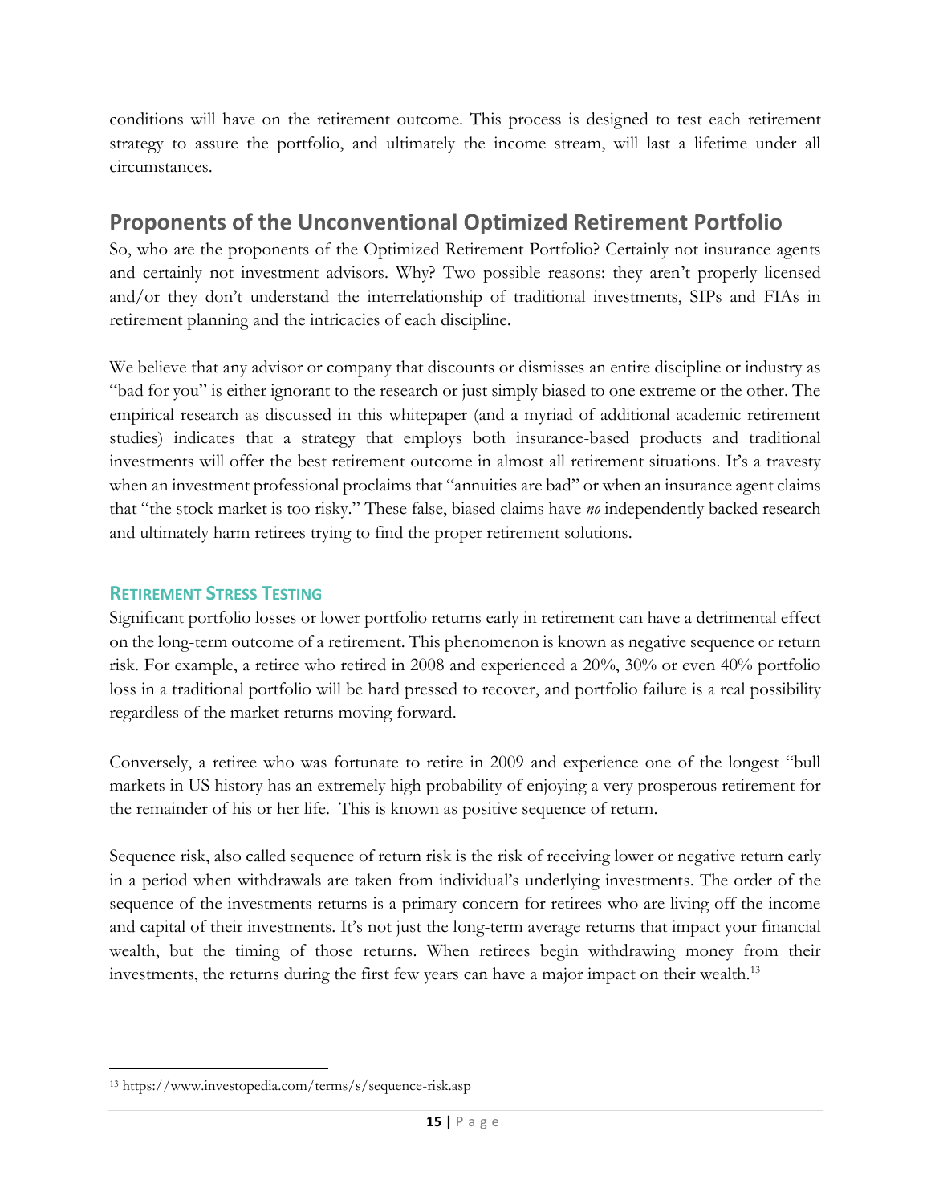conditions will have on the retirement outcome. This process is designed to test each retirement strategy to assure the portfolio, and ultimately the income stream, will last a lifetime under all circumstances.

## Proponents of the Unconventional Optimized Retirement Portfolio

So, who are the proponents of the Optimized Retirement Portfolio? Certainly not insurance agents and certainly not investment advisors. Why? Two possible reasons: they aren't properly licensed and/or they don't understand the interrelationship of traditional investments, SIPs and FIAs in retirement planning and the intricacies of each discipline.

We believe that any advisor or company that discounts or dismisses an entire discipline or industry as "bad for you" is either ignorant to the research or just simply biased to one extreme or the other. The empirical research as discussed in this whitepaper (and a myriad of additional academic retirement studies) indicates that a strategy that employs both insurance-based products and traditional investments will offer the best retirement outcome in almost all retirement situations. It's a travesty when an investment professional proclaims that "annuities are bad" or when an insurance agent claims that "the stock market is too risky." These false, biased claims have *no* independently backed research and ultimately harm retirees trying to find the proper retirement solutions.

### RETIREMENT STRESS TESTING

Significant portfolio losses or lower portfolio returns early in retirement can have a detrimental effect on the long-term outcome of a retirement. This phenomenon is known as negative sequence or return risk. For example, a retiree who retired in 2008 and experienced a 20%, 30% or even 40% portfolio loss in a traditional portfolio will be hard pressed to recover, and portfolio failure is a real possibility regardless of the market returns moving forward.

Conversely, a retiree who was fortunate to retire in 2009 and experience one of the longest "bull markets in US history has an extremely high probability of enjoying a very prosperous retirement for the remainder of his or her life. This is known as positive sequence of return.

Sequence risk, also called sequence of return risk is the risk of receiving lower or negative return early in a period when withdrawals are taken from individual's underlying investments. The order of the sequence of the investments returns is a primary concern for retirees who are living off the income and capital of their investments. It's not just the long-term average returns that impact your financial wealth, but the timing of those returns. When retirees begin withdrawing money from their investments, the returns during the first few years can have a major impact on their wealth.[13]

---

[13] https://www.investopedia.com/terms/s/sequence-risk.asp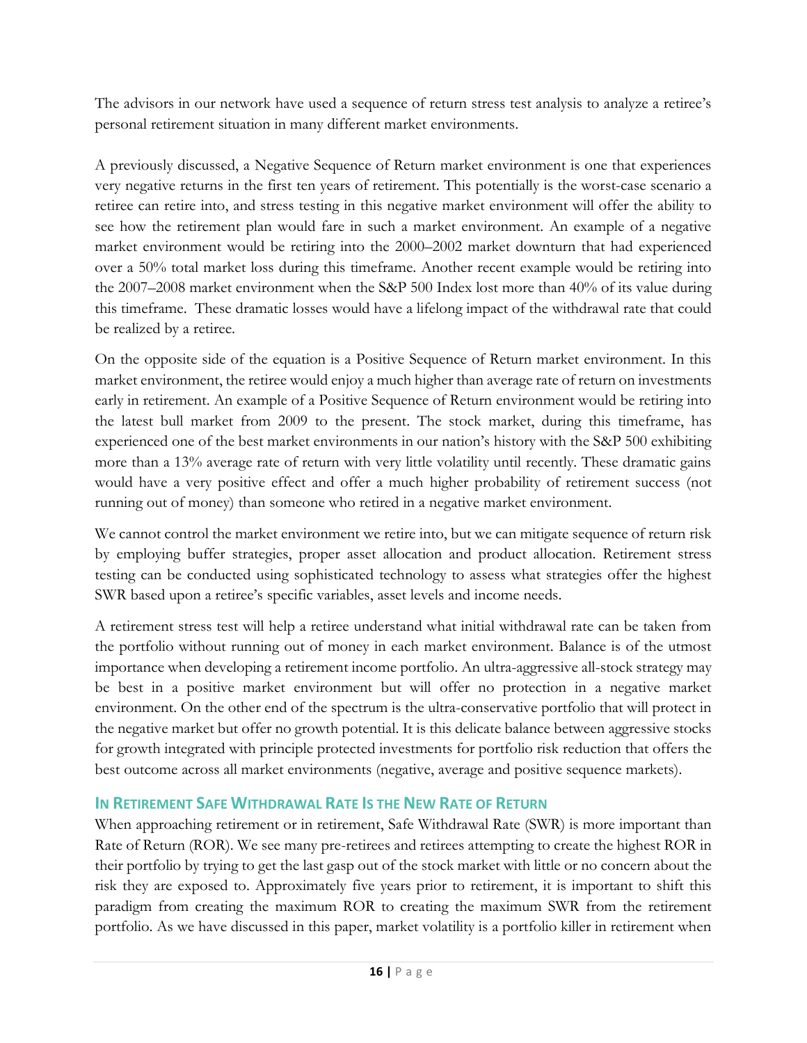The advisors in our network have used a sequence of return stress test analysis to analyze a retiree's personal retirement situation in many different market environments.

A previously discussed, a Negative Sequence of Return market environment is one that experiences very negative returns in the first ten years of retirement. This potentially is the worst-case scenario a retiree can retire into, and stress testing in this negative market environment will offer the ability to see how the retirement plan would fare in such a market environment. An example of a negative market environment would be retiring into the 2000–2002 market downturn that had experienced over a 50% total market loss during this timeframe. Another recent example would be retiring into the 2007–2008 market environment when the S&P 500 Index lost more than 40% of its value during this timeframe. These dramatic losses would have a lifelong impact of the withdrawal rate that could be realized by a retiree.

On the opposite side of the equation is a Positive Sequence of Return market environment. In this market environment, the retiree would enjoy a much higher than average rate of return on investments early in retirement. An example of a Positive Sequence of Return environment would be retiring into the latest bull market from 2009 to the present. The stock market, during this timeframe, has experienced one of the best market environments in our nation's history with the S&P 500 exhibiting more than a 13% average rate of return with very little volatility until recently. These dramatic gains would have a very positive effect and offer a much higher probability of retirement success (not running out of money) than someone who retired in a negative market environment.

We cannot control the market environment we retire into, but we can mitigate sequence of return risk by employing buffer strategies, proper asset allocation and product allocation. Retirement stress testing can be conducted using sophisticated technology to assess what strategies offer the highest SWR based upon a retiree's specific variables, asset levels and income needs.

A retirement stress test will help a retiree understand what initial withdrawal rate can be taken from the portfolio without running out of money in each market environment. Balance is of the utmost importance when developing a retirement income portfolio. An ultra-aggressive all-stock strategy may be best in a positive market environment but will offer no protection in a negative market environment. On the other end of the spectrum is the ultra-conservative portfolio that will protect in the negative market but offer no growth potential. It is this delicate balance between aggressive stocks for growth integrated with principle protected investments for portfolio risk reduction that offers the best outcome across all market environments (negative, average and positive sequence markets).

## In Retirement Safe Withdrawal Rate Is the New Rate of Return

When approaching retirement or in retirement, Safe Withdrawal Rate (SWR) is more important than Rate of Return (ROR). We see many pre-retirees and retirees attempting to create the highest ROR in their portfolio by trying to get the last gasp out of the stock market with little or no concern about the risk they are exposed to. Approximately five years prior to retirement, it is important to shift this paradigm from creating the maximum ROR to creating the maximum SWR from the retirement portfolio. As we have discussed in this paper, market volatility is a portfolio killer in retirement when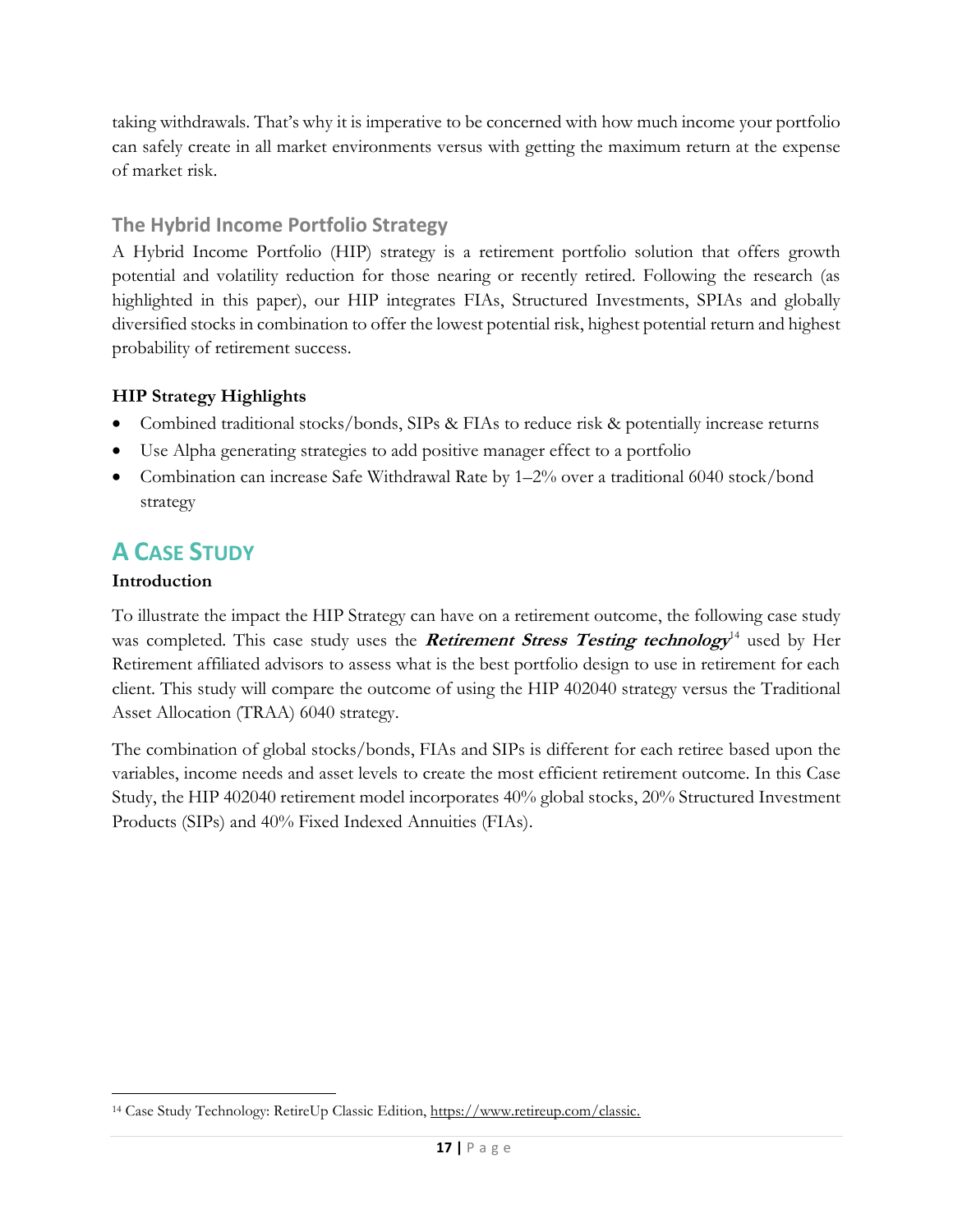taking withdrawals. That's why it is imperative to be concerned with how much income your portfolio can safely create in all market environments versus with getting the maximum return at the expense of market risk.

### The Hybrid Income Portfolio Strategy

A Hybrid Income Portfolio (HIP) strategy is a retirement portfolio solution that offers growth potential and volatility reduction for those nearing or recently retired. Following the research (as highlighted in this paper), our HIP integrates FIAs, Structured Investments, SPIAs and globally diversified stocks in combination to offer the lowest potential risk, highest potential return and highest probability of retirement success.

**HIP Strategy Highlights**

- Combined traditional stocks/bonds, SIPs & FIAs to reduce risk & potentially increase returns
- Use Alpha generating strategies to add positive manager effect to a portfolio
- Combination can increase Safe Withdrawal Rate by 1–2% over a traditional 6040 stock/bond strategy

## A Case Study

**Introduction**

To illustrate the impact the HIP Strategy can have on a retirement outcome, the following case study was completed. This case study uses the ***Retirement Stress Testing technology***[14] used by Her Retirement affiliated advisors to assess what is the best portfolio design to use in retirement for each client. This study will compare the outcome of using the HIP 402040 strategy versus the Traditional Asset Allocation (TRAA) 6040 strategy.

The combination of global stocks/bonds, FIAs and SIPs is different for each retiree based upon the variables, income needs and asset levels to create the most efficient retirement outcome. In this Case Study, the HIP 402040 retirement model incorporates 40% global stocks, 20% Structured Investment Products (SIPs) and 40% Fixed Indexed Annuities (FIAs).

---

[14] Case Study Technology: RetireUp Classic Edition, https://www.retireup.com/classic.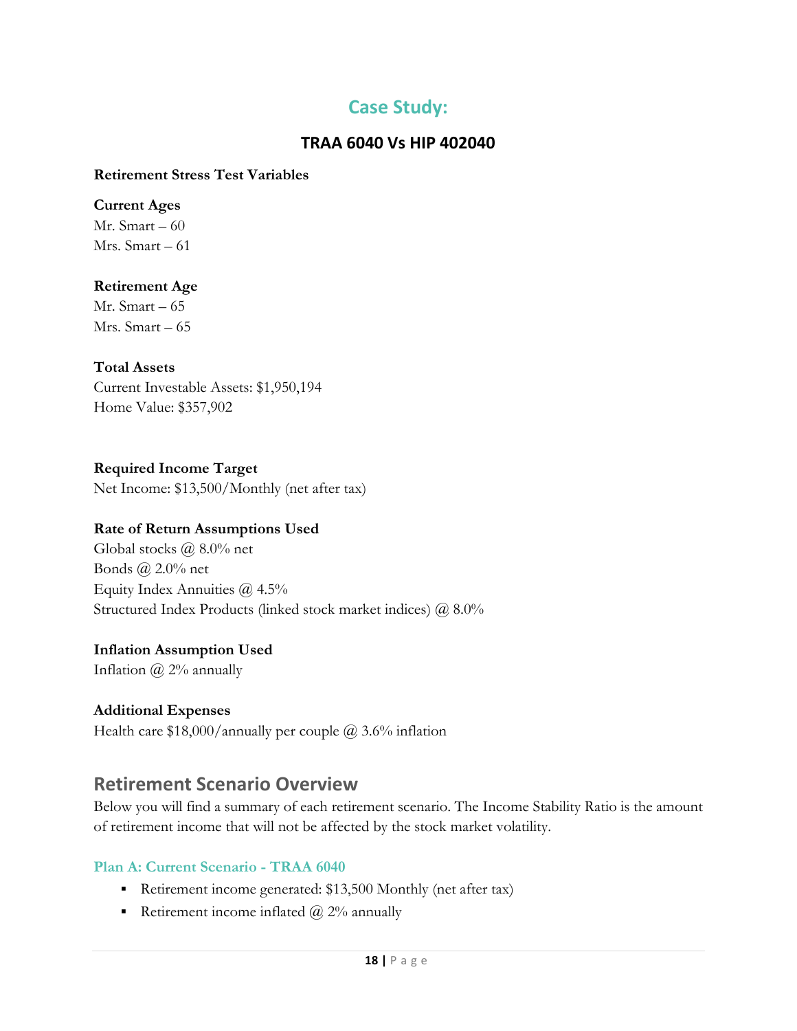## Case Study:

### TRAA 6040 Vs HIP 402040

**Retirement Stress Test Variables**

**Current Ages**
Mr. Smart – 60
Mrs. Smart – 61

**Retirement Age**
Mr. Smart – 65
Mrs. Smart – 65

**Total Assets**
Current Investable Assets: $1,950,194
Home Value: $357,902

**Required Income Target**
Net Income: $13,500/Monthly (net after tax)

**Rate of Return Assumptions Used**
Global stocks @ 8.0% net
Bonds @ 2.0% net
Equity Index Annuities @ 4.5%
Structured Index Products (linked stock market indices) @ 8.0%

**Inflation Assumption Used**
Inflation @ 2% annually

**Additional Expenses**
Health care $18,000/annually per couple @ 3.6% inflation

## Retirement Scenario Overview

Below you will find a summary of each retirement scenario. The Income Stability Ratio is the amount of retirement income that will not be affected by the stock market volatility.

#### Plan A: Current Scenario - TRAA 6040

- Retirement income generated: $13,500 Monthly (net after tax)
- Retirement income inflated @ 2% annually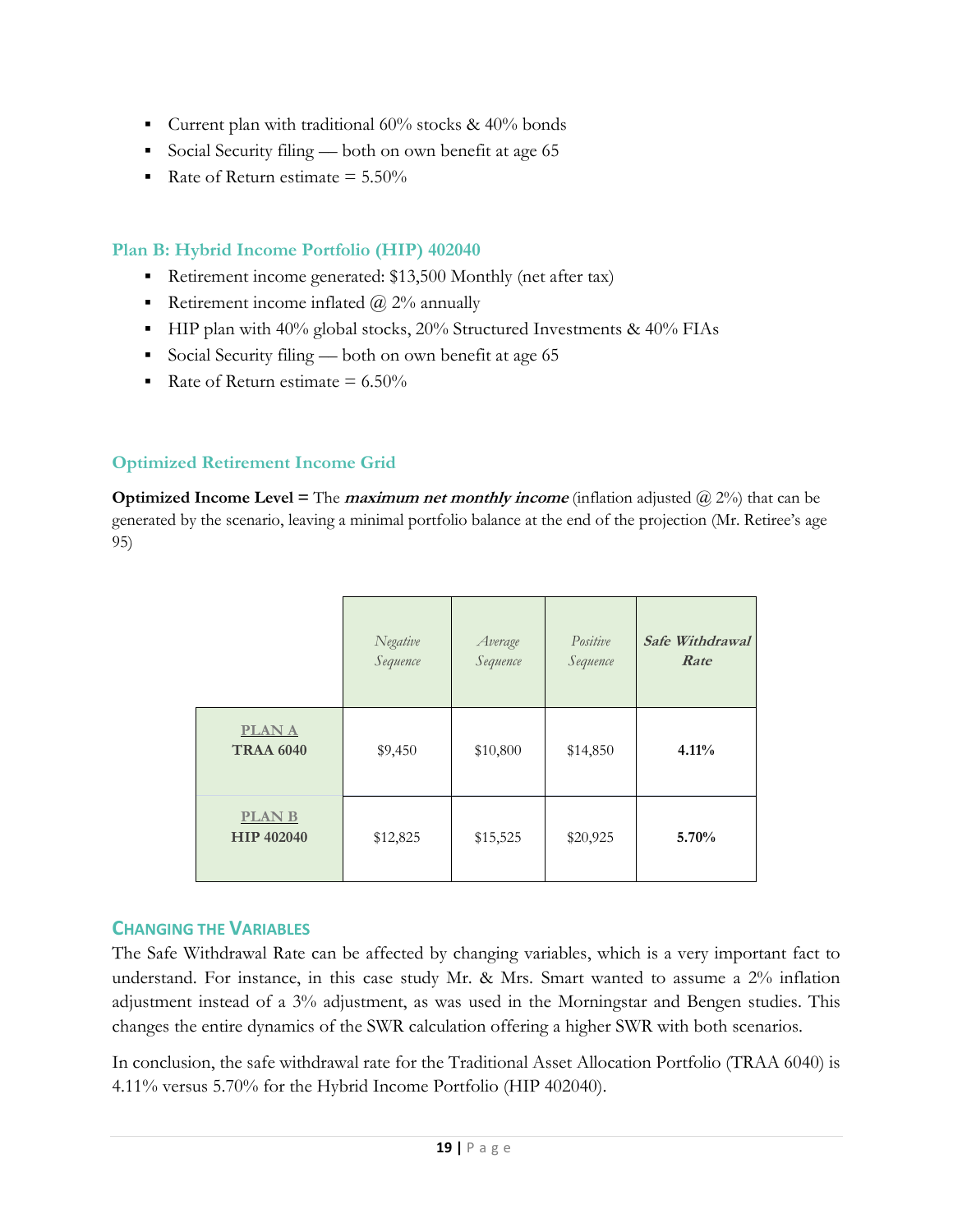- Current plan with traditional 60% stocks & 40% bonds
- Social Security filing — both on own benefit at age 65
- Rate of Return estimate = 5.50%

### Plan B: Hybrid Income Portfolio (HIP) 402040

- Retirement income generated: $13,500 Monthly (net after tax)
- Retirement income inflated @ 2% annually
- HIP plan with 40% global stocks, 20% Structured Investments & 40% FIAs
- Social Security filing — both on own benefit at age 65
- Rate of Return estimate = 6.50%

### Optimized Retirement Income Grid

**Optimized Income Level =** The ***maximum net monthly income*** (inflation adjusted @ 2%) that can be generated by the scenario, leaving a minimal portfolio balance at the end of the projection (Mr. Retiree's age 95)

| | *Negative Sequence* | *Average Sequence* | *Positive Sequence* | ***Safe Withdrawal Rate*** |
|---|---|---|---|---|
| PLAN A **TRAA 6040** | $9,450 | $10,800 | $14,850 | **4.11%** |
| PLAN B **HIP 402040** | $12,825 | $15,525 | $20,925 | **5.70%** |

### Changing the Variables

The Safe Withdrawal Rate can be affected by changing variables, which is a very important fact to understand. For instance, in this case study Mr. & Mrs. Smart wanted to assume a 2% inflation adjustment instead of a 3% adjustment, as was used in the Morningstar and Bengen studies. This changes the entire dynamics of the SWR calculation offering a higher SWR with both scenarios.

In conclusion, the safe withdrawal rate for the Traditional Asset Allocation Portfolio (TRAA 6040) is 4.11% versus 5.70% for the Hybrid Income Portfolio (HIP 402040).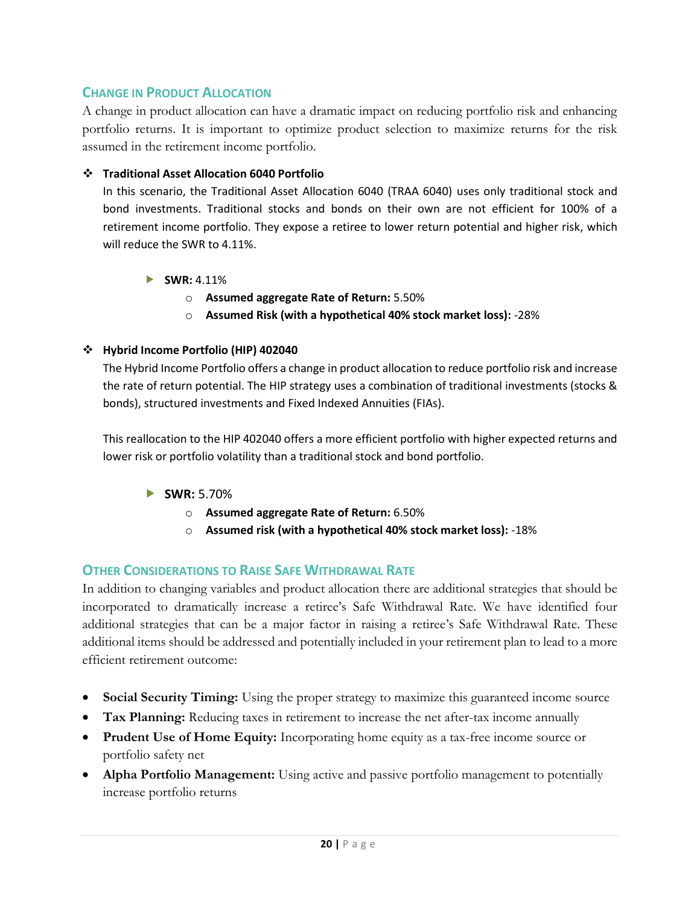## Change in Product Allocation

A change in product allocation can have a dramatic impact on reducing portfolio risk and enhancing portfolio returns. It is important to optimize product selection to maximize returns for the risk assumed in the retirement income portfolio.

- **Traditional Asset Allocation 6040 Portfolio**

  In this scenario, the Traditional Asset Allocation 6040 (TRAA 6040) uses only traditional stock and bond investments. Traditional stocks and bonds on their own are not efficient for 100% of a retirement income portfolio. They expose a retiree to lower return potential and higher risk, which will reduce the SWR to 4.11%.

  - **SWR:** 4.11%
    - **Assumed aggregate Rate of Return:** 5.50%
    - **Assumed Risk (with a hypothetical 40% stock market loss):** -28%

- **Hybrid Income Portfolio (HIP) 402040**

  The Hybrid Income Portfolio offers a change in product allocation to reduce portfolio risk and increase the rate of return potential. The HIP strategy uses a combination of traditional investments (stocks & bonds), structured investments and Fixed Indexed Annuities (FIAs).

  This reallocation to the HIP 402040 offers a more efficient portfolio with higher expected returns and lower risk or portfolio volatility than a traditional stock and bond portfolio.

  - **SWR:** 5.70%
    - **Assumed aggregate Rate of Return:** 6.50%
    - **Assumed risk (with a hypothetical 40% stock market loss):** -18%

## Other Considerations to Raise Safe Withdrawal Rate

In addition to changing variables and product allocation there are additional strategies that should be incorporated to dramatically increase a retiree's Safe Withdrawal Rate. We have identified four additional strategies that can be a major factor in raising a retiree's Safe Withdrawal Rate. These additional items should be addressed and potentially included in your retirement plan to lead to a more efficient retirement outcome:

- **Social Security Timing:** Using the proper strategy to maximize this guaranteed income source
- **Tax Planning:** Reducing taxes in retirement to increase the net after-tax income annually
- **Prudent Use of Home Equity:** Incorporating home equity as a tax-free income source or portfolio safety net
- **Alpha Portfolio Management:** Using active and passive portfolio management to potentially increase portfolio returns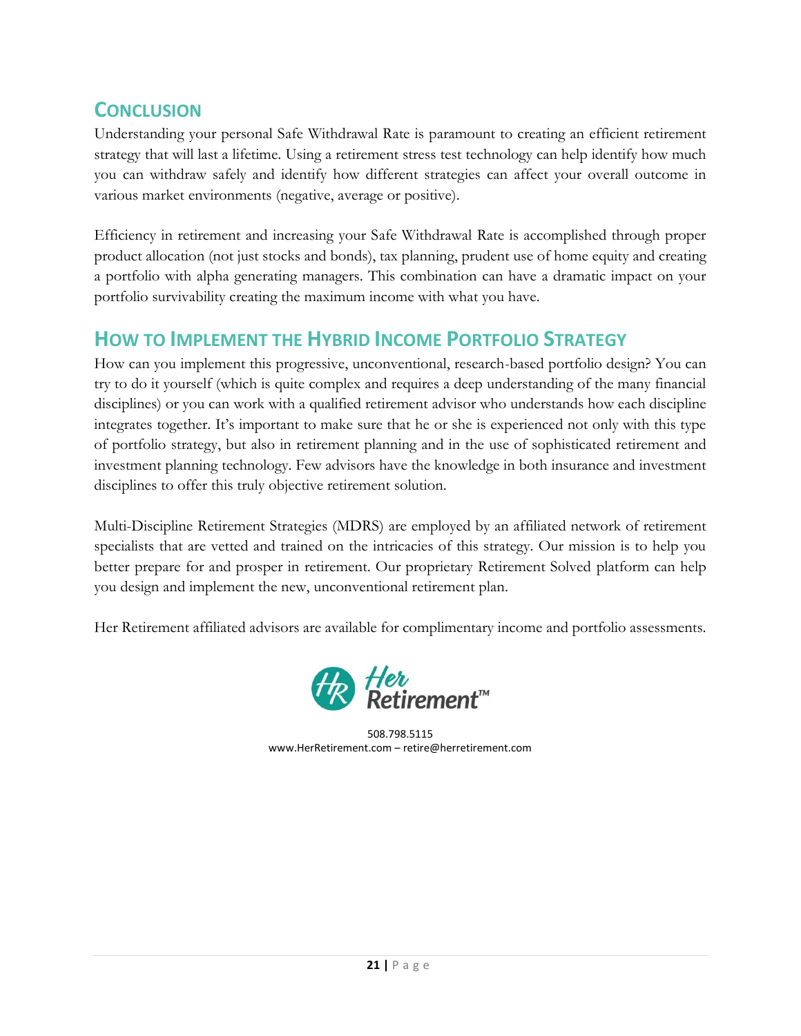## Conclusion

Understanding your personal Safe Withdrawal Rate is paramount to creating an efficient retirement strategy that will last a lifetime. Using a retirement stress test technology can help identify how much you can withdraw safely and identify how different strategies can affect your overall outcome in various market environments (negative, average or positive).

Efficiency in retirement and increasing your Safe Withdrawal Rate is accomplished through proper product allocation (not just stocks and bonds), tax planning, prudent use of home equity and creating a portfolio with alpha generating managers. This combination can have a dramatic impact on your portfolio survivability creating the maximum income with what you have.

## How to Implement the Hybrid Income Portfolio Strategy

How can you implement this progressive, unconventional, research-based portfolio design? You can try to do it yourself (which is quite complex and requires a deep understanding of the many financial disciplines) or you can work with a qualified retirement advisor who understands how each discipline integrates together. It's important to make sure that he or she is experienced not only with this type of portfolio strategy, but also in retirement planning and in the use of sophisticated retirement and investment planning technology. Few advisors have the knowledge in both insurance and investment disciplines to offer this truly objective retirement solution.

Multi-Discipline Retirement Strategies (MDRS) are employed by an affiliated network of retirement specialists that are vetted and trained on the intricacies of this strategy. Our mission is to help you better prepare for and prosper in retirement. Our proprietary Retirement Solved platform can help you design and implement the new, unconventional retirement plan.

Her Retirement affiliated advisors are available for complimentary income and portfolio assessments.

Her Retirement™

508.798.5115
www.HerRetirement.com – retire@herretirement.com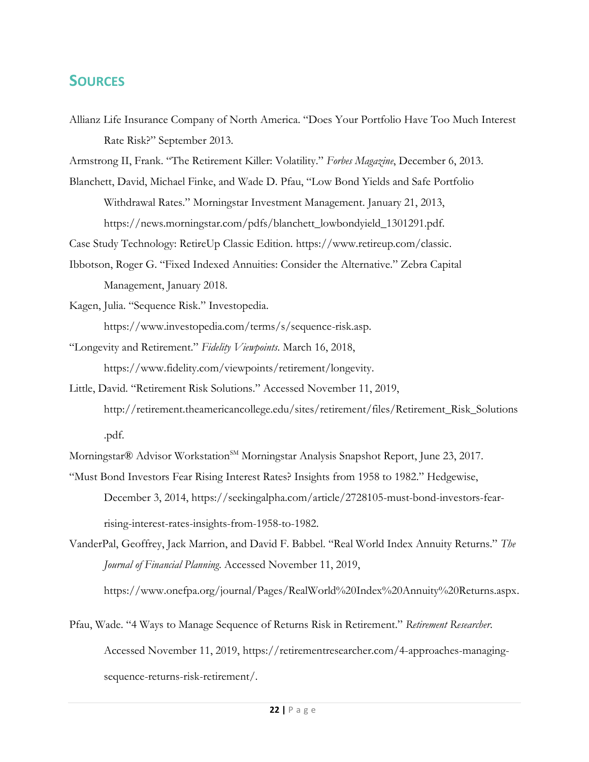## Sources

Allianz Life Insurance Company of North America. "Does Your Portfolio Have Too Much Interest Rate Risk?" September 2013.

Armstrong II, Frank. "The Retirement Killer: Volatility." *Forbes Magazine*, December 6, 2013.

Blanchett, David, Michael Finke, and Wade D. Pfau, "Low Bond Yields and Safe Portfolio Withdrawal Rates." Morningstar Investment Management. January 21, 2013, https://news.morningstar.com/pdfs/blanchett_lowbondyield_1301291.pdf.

Case Study Technology: RetireUp Classic Edition. https://www.retireup.com/classic.

Ibbotson, Roger G. "Fixed Indexed Annuities: Consider the Alternative." Zebra Capital Management, January 2018.

Kagen, Julia. "Sequence Risk." Investopedia. https://www.investopedia.com/terms/s/sequence-risk.asp.

"Longevity and Retirement." *Fidelity Viewpoints*. March 16, 2018, https://www.fidelity.com/viewpoints/retirement/longevity.

Little, David. "Retirement Risk Solutions." Accessed November 11, 2019, http://retirement.theamericancollege.edu/sites/retirement/files/Retirement_Risk_Solutions.pdf.

Morningstar® Advisor Workstation℠ Morningstar Analysis Snapshot Report, June 23, 2017.

"Must Bond Investors Fear Rising Interest Rates? Insights from 1958 to 1982." Hedgewise, December 3, 2014, https://seekingalpha.com/article/2728105-must-bond-investors-fear-rising-interest-rates-insights-from-1958-to-1982.

VanderPal, Geoffrey, Jack Marrion, and David F. Babbel. "Real World Index Annuity Returns." *The Journal of Financial Planning*. Accessed November 11, 2019, https://www.onefpa.org/journal/Pages/RealWorld%20Index%20Annuity%20Returns.aspx.

Pfau, Wade. "4 Ways to Manage Sequence of Returns Risk in Retirement." *Retirement Researcher*. Accessed November 11, 2019, https://retirementresearcher.com/4-approaches-managing-sequence-returns-risk-retirement/.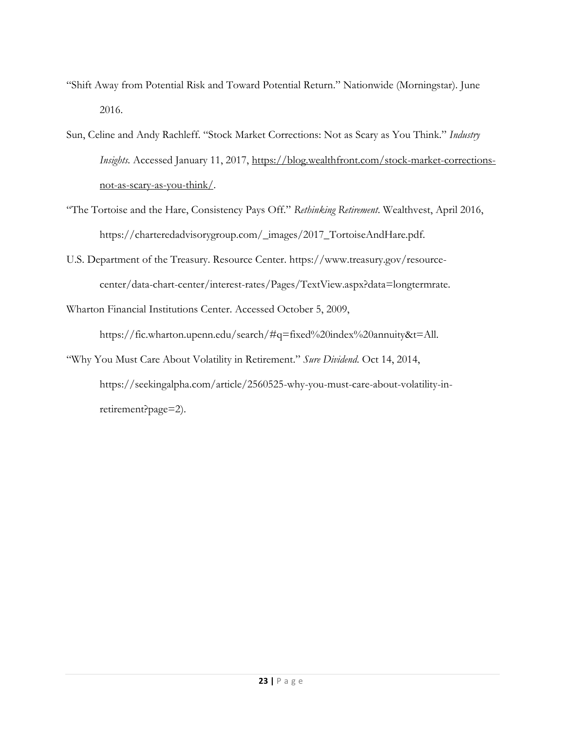"Shift Away from Potential Risk and Toward Potential Return." Nationwide (Morningstar). June 2016.

Sun, Celine and Andy Rachleff. "Stock Market Corrections: Not as Scary as You Think." *Industry Insights*. Accessed January 11, 2017, https://blog.wealthfront.com/stock-market-corrections-not-as-scary-as-you-think/.

"The Tortoise and the Hare, Consistency Pays Off." *Rethinking Retirement*. Wealthvest, April 2016, https://charteredadvisorygroup.com/_images/2017_TortoiseAndHare.pdf.

U.S. Department of the Treasury. Resource Center. https://www.treasury.gov/resource-center/data-chart-center/interest-rates/Pages/TextView.aspx?data=longtermrate.

Wharton Financial Institutions Center. Accessed October 5, 2009, https://fic.wharton.upenn.edu/search/#q=fixed%20index%20annuity&t=All.

"Why You Must Care About Volatility in Retirement." *Sure Dividend*. Oct 14, 2014, https://seekingalpha.com/article/2560525-why-you-must-care-about-volatility-in-retirement?page=2).